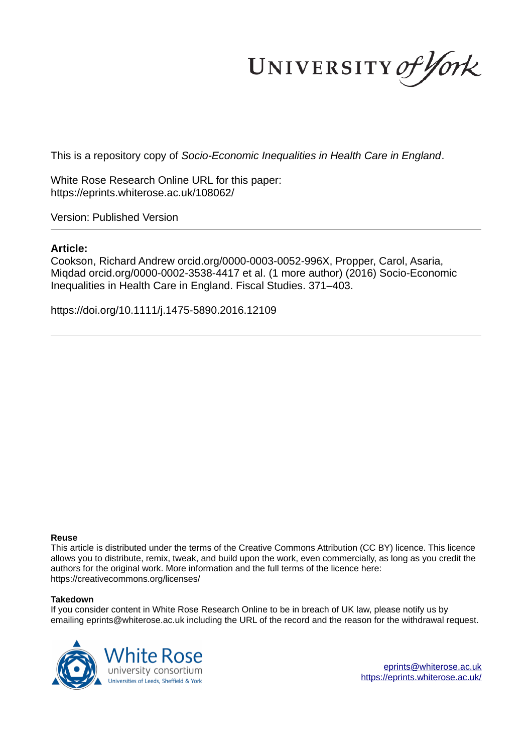UNIVERSITY *of York*

This is a repository copy of *Socio-Economic Inequalities in Health Care in England*.

White Rose Research Online URL for this paper:
https://eprints.whiterose.ac.uk/108062/

Version: Published Version

**Article:**

Cookson, Richard Andrew orcid.org/0000-0003-0052-996X, Propper, Carol, Asaria, Miqdad orcid.org/0000-0002-3538-4417 et al. (1 more author) (2016) Socio-Economic Inequalities in Health Care in England. Fiscal Studies. 371–403.

https://doi.org/10.1111/j.1475-5890.2016.12109

**Reuse**

This article is distributed under the terms of the Creative Commons Attribution (CC BY) licence. This licence allows you to distribute, remix, tweak, and build upon the work, even commercially, as long as you credit the authors for the original work. More information and the full terms of the licence here: https://creativecommons.org/licenses/

**Takedown**

If you consider content in White Rose Research Online to be in breach of UK law, please notify us by emailing eprints@whiterose.ac.uk including the URL of the record and the reason for the withdrawal request.

White Rose university consortium
Universities of Leeds, Sheffield & York

eprints@whiterose.ac.uk
https://eprints.whiterose.ac.uk/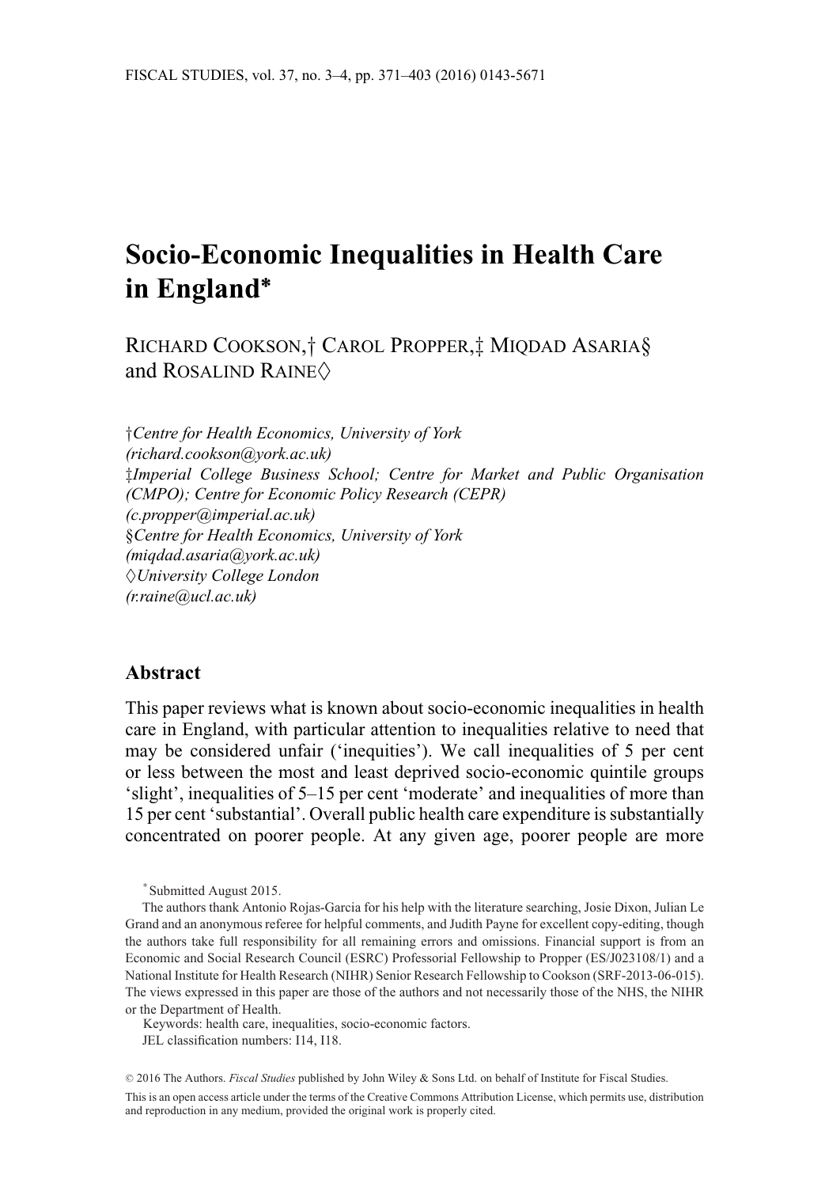# Socio-Economic Inequalities in Health Care in England*

Richard Cookson,† Carol Propper,‡ Miqdad Asaria§ and Rosalind Raine◊

†*Centre for Health Economics, University of York (richard.cookson@york.ac.uk)*
‡*Imperial College Business School; Centre for Market and Public Organisation (CMPO); Centre for Economic Policy Research (CEPR) (c.propper@imperial.ac.uk)*
§*Centre for Health Economics, University of York (miqdad.asaria@york.ac.uk)*
◊*University College London (r.raine@ucl.ac.uk)*

## Abstract

This paper reviews what is known about socio-economic inequalities in health care in England, with particular attention to inequalities relative to need that may be considered unfair ('inequities'). We call inequalities of 5 per cent or less between the most and least deprived socio-economic quintile groups 'slight', inequalities of 5–15 per cent 'moderate' and inequalities of more than 15 per cent 'substantial'. Overall public health care expenditure is substantially concentrated on poorer people. At any given age, poorer people are more

---

* Submitted August 2015.

The authors thank Antonio Rojas-Garcia for his help with the literature searching, Josie Dixon, Julian Le Grand and an anonymous referee for helpful comments, and Judith Payne for excellent copy-editing, though the authors take full responsibility for all remaining errors and omissions. Financial support is from an Economic and Social Research Council (ESRC) Professorial Fellowship to Propper (ES/J023108/1) and a National Institute for Health Research (NIHR) Senior Research Fellowship to Cookson (SRF-2013-06-015). The views expressed in this paper are those of the authors and not necessarily those of the NHS, the NIHR or the Department of Health.

Keywords: health care, inequalities, socio-economic factors.

JEL classification numbers: I14, I18.

© 2016 The Authors. *Fiscal Studies* published by John Wiley & Sons Ltd. on behalf of Institute for Fiscal Studies.

This is an open access article under the terms of the Creative Commons Attribution License, which permits use, distribution and reproduction in any medium, provided the original work is properly cited.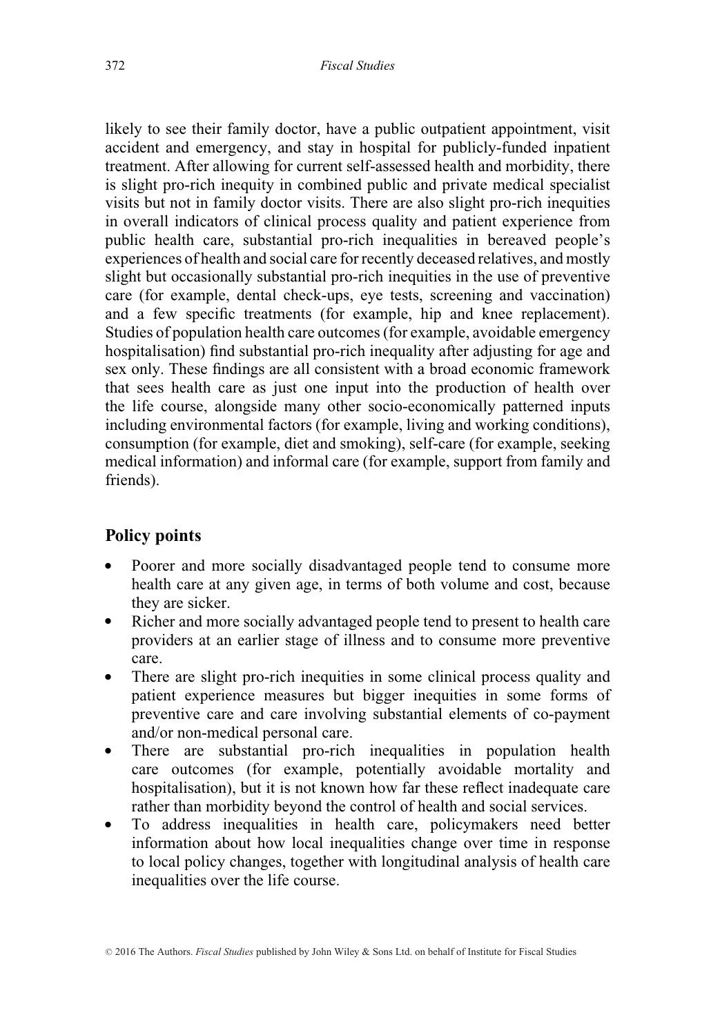likely to see their family doctor, have a public outpatient appointment, visit accident and emergency, and stay in hospital for publicly-funded inpatient treatment. After allowing for current self-assessed health and morbidity, there is slight pro-rich inequity in combined public and private medical specialist visits but not in family doctor visits. There are also slight pro-rich inequities in overall indicators of clinical process quality and patient experience from public health care, substantial pro-rich inequalities in bereaved people's experiences of health and social care for recently deceased relatives, and mostly slight but occasionally substantial pro-rich inequities in the use of preventive care (for example, dental check-ups, eye tests, screening and vaccination) and a few specific treatments (for example, hip and knee replacement). Studies of population health care outcomes (for example, avoidable emergency hospitalisation) find substantial pro-rich inequality after adjusting for age and sex only. These findings are all consistent with a broad economic framework that sees health care as just one input into the production of health over the life course, alongside many other socio-economically patterned inputs including environmental factors (for example, living and working conditions), consumption (for example, diet and smoking), self-care (for example, seeking medical information) and informal care (for example, support from family and friends).

## Policy points

- Poorer and more socially disadvantaged people tend to consume more health care at any given age, in terms of both volume and cost, because they are sicker.
- Richer and more socially advantaged people tend to present to health care providers at an earlier stage of illness and to consume more preventive care.
- There are slight pro-rich inequities in some clinical process quality and patient experience measures but bigger inequities in some forms of preventive care and care involving substantial elements of co-payment and/or non-medical personal care.
- There are substantial pro-rich inequalities in population health care outcomes (for example, potentially avoidable mortality and hospitalisation), but it is not known how far these reflect inadequate care rather than morbidity beyond the control of health and social services.
- To address inequalities in health care, policymakers need better information about how local inequalities change over time in response to local policy changes, together with longitudinal analysis of health care inequalities over the life course.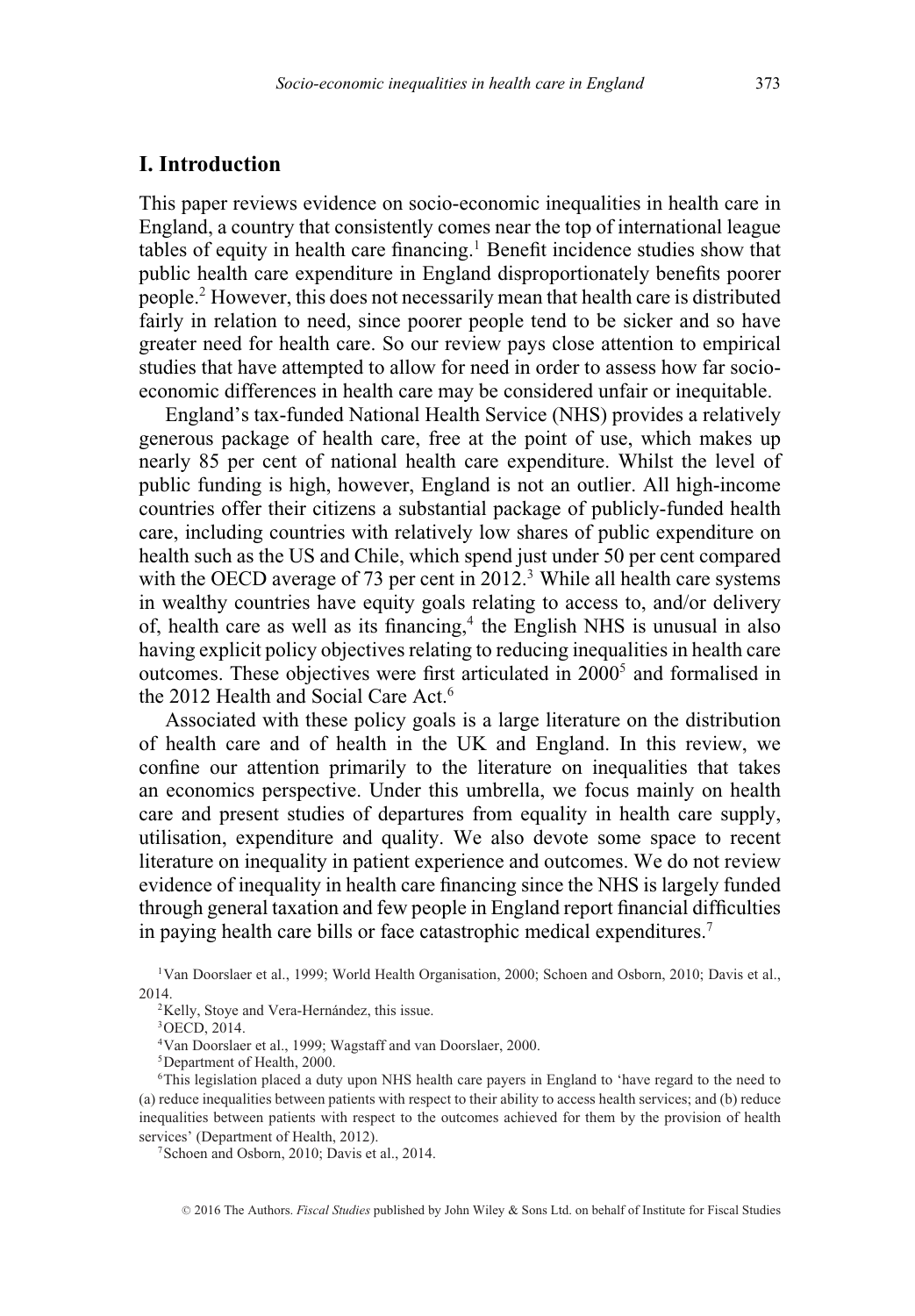## I. Introduction

This paper reviews evidence on socio-economic inequalities in health care in England, a country that consistently comes near the top of international league tables of equity in health care financing.[1] Benefit incidence studies show that public health care expenditure in England disproportionately benefits poorer people.[2] However, this does not necessarily mean that health care is distributed fairly in relation to need, since poorer people tend to be sicker and so have greater need for health care. So our review pays close attention to empirical studies that have attempted to allow for need in order to assess how far socio-economic differences in health care may be considered unfair or inequitable.

England's tax-funded National Health Service (NHS) provides a relatively generous package of health care, free at the point of use, which makes up nearly 85 per cent of national health care expenditure. Whilst the level of public funding is high, however, England is not an outlier. All high-income countries offer their citizens a substantial package of publicly-funded health care, including countries with relatively low shares of public expenditure on health such as the US and Chile, which spend just under 50 per cent compared with the OECD average of 73 per cent in 2012.[3] While all health care systems in wealthy countries have equity goals relating to access to, and/or delivery of, health care as well as its financing,[4] the English NHS is unusual in also having explicit policy objectives relating to reducing inequalities in health care outcomes. These objectives were first articulated in 2000[5] and formalised in the 2012 Health and Social Care Act.[6]

Associated with these policy goals is a large literature on the distribution of health care and of health in the UK and England. In this review, we confine our attention primarily to the literature on inequalities that takes an economics perspective. Under this umbrella, we focus mainly on health care and present studies of departures from equality in health care supply, utilisation, expenditure and quality. We also devote some space to recent literature on inequality in patient experience and outcomes. We do not review evidence of inequality in health care financing since the NHS is largely funded through general taxation and few people in England report financial difficulties in paying health care bills or face catastrophic medical expenditures.[7]

[1] Van Doorslaer et al., 1999; World Health Organisation, 2000; Schoen and Osborn, 2010; Davis et al., 2014.

[2] Kelly, Stoye and Vera-Hernández, this issue.

[3] OECD, 2014.

[4] Van Doorslaer et al., 1999; Wagstaff and van Doorslaer, 2000.

[5] Department of Health, 2000.

[6] This legislation placed a duty upon NHS health care payers in England to 'have regard to the need to (a) reduce inequalities between patients with respect to their ability to access health services; and (b) reduce inequalities between patients with respect to the outcomes achieved for them by the provision of health services' (Department of Health, 2012).

[7] Schoen and Osborn, 2010; Davis et al., 2014.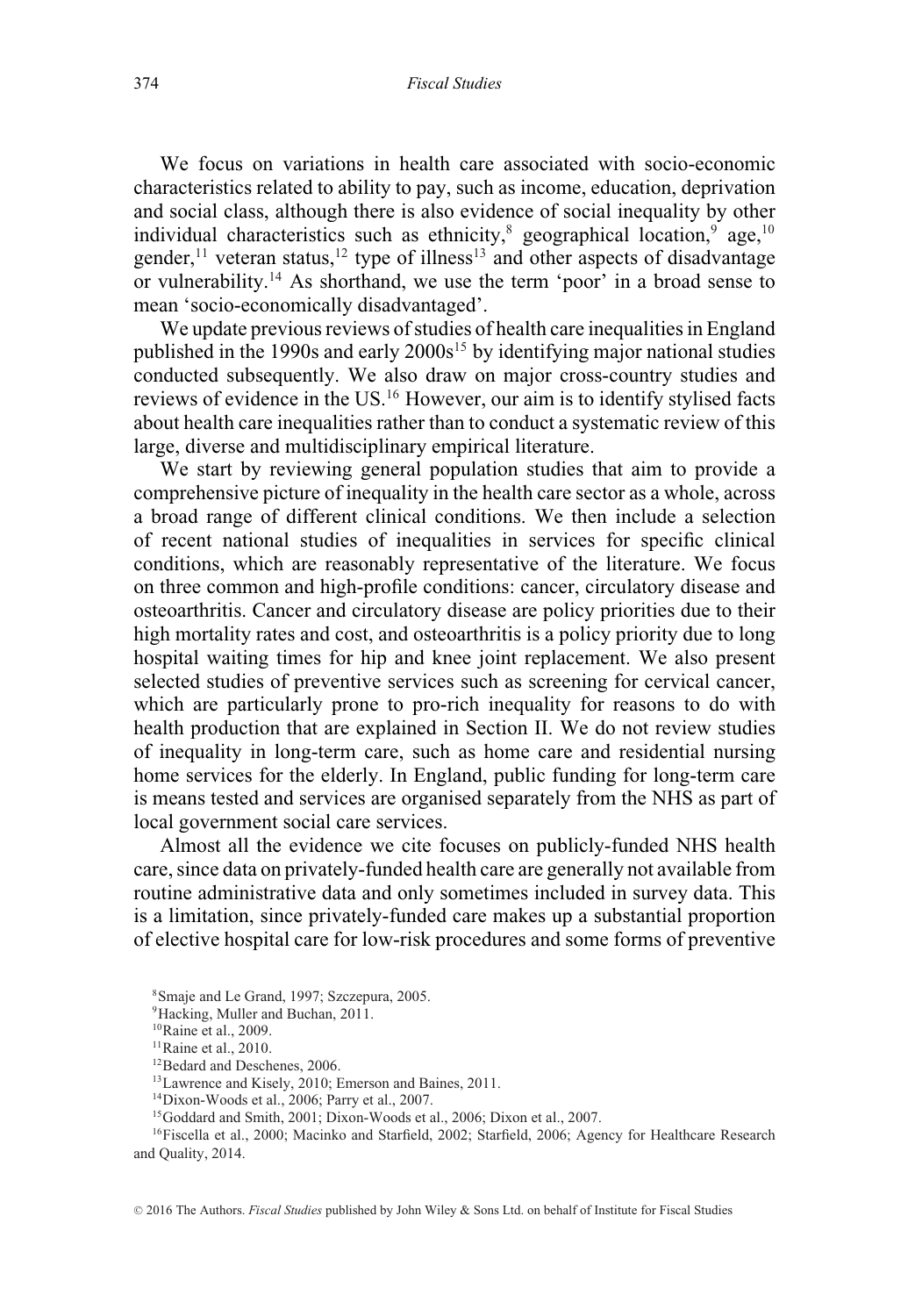We focus on variations in health care associated with socio-economic characteristics related to ability to pay, such as income, education, deprivation and social class, although there is also evidence of social inequality by other individual characteristics such as ethnicity,[8] geographical location,[9] age,[10] gender,[11] veteran status,[12] type of illness[13] and other aspects of disadvantage or vulnerability.[14] As shorthand, we use the term 'poor' in a broad sense to mean 'socio-economically disadvantaged'.

We update previous reviews of studies of health care inequalities in England published in the 1990s and early 2000s[15] by identifying major national studies conducted subsequently. We also draw on major cross-country studies and reviews of evidence in the US.[16] However, our aim is to identify stylised facts about health care inequalities rather than to conduct a systematic review of this large, diverse and multidisciplinary empirical literature.

We start by reviewing general population studies that aim to provide a comprehensive picture of inequality in the health care sector as a whole, across a broad range of different clinical conditions. We then include a selection of recent national studies of inequalities in services for specific clinical conditions, which are reasonably representative of the literature. We focus on three common and high-profile conditions: cancer, circulatory disease and osteoarthritis. Cancer and circulatory disease are policy priorities due to their high mortality rates and cost, and osteoarthritis is a policy priority due to long hospital waiting times for hip and knee joint replacement. We also present selected studies of preventive services such as screening for cervical cancer, which are particularly prone to pro-rich inequality for reasons to do with health production that are explained in Section II. We do not review studies of inequality in long-term care, such as home care and residential nursing home services for the elderly. In England, public funding for long-term care is means tested and services are organised separately from the NHS as part of local government social care services.

Almost all the evidence we cite focuses on publicly-funded NHS health care, since data on privately-funded health care are generally not available from routine administrative data and only sometimes included in survey data. This is a limitation, since privately-funded care makes up a substantial proportion of elective hospital care for low-risk procedures and some forms of preventive

[8] Smaje and Le Grand, 1997; Szczepura, 2005.

[9] Hacking, Muller and Buchan, 2011.

[10] Raine et al., 2009.

[11] Raine et al., 2010.

[12] Bedard and Deschenes, 2006.

[13] Lawrence and Kisely, 2010; Emerson and Baines, 2011.

[14] Dixon-Woods et al., 2006; Parry et al., 2007.

[15] Goddard and Smith, 2001; Dixon-Woods et al., 2006; Dixon et al., 2007.

[16] Fiscella et al., 2000; Macinko and Starfield, 2002; Starfield, 2006; Agency for Healthcare Research and Quality, 2014.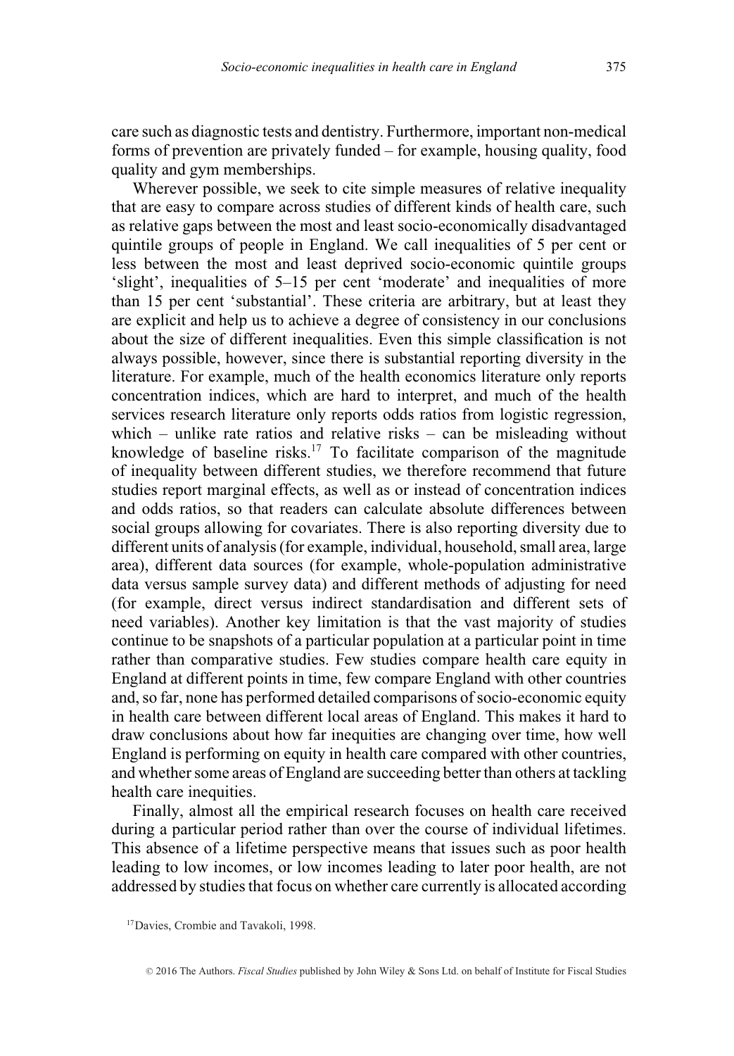care such as diagnostic tests and dentistry. Furthermore, important non-medical forms of prevention are privately funded – for example, housing quality, food quality and gym memberships.

Wherever possible, we seek to cite simple measures of relative inequality that are easy to compare across studies of different kinds of health care, such as relative gaps between the most and least socio-economically disadvantaged quintile groups of people in England. We call inequalities of 5 per cent or less between the most and least deprived socio-economic quintile groups 'slight', inequalities of 5–15 per cent 'moderate' and inequalities of more than 15 per cent 'substantial'. These criteria are arbitrary, but at least they are explicit and help us to achieve a degree of consistency in our conclusions about the size of different inequalities. Even this simple classification is not always possible, however, since there is substantial reporting diversity in the literature. For example, much of the health economics literature only reports concentration indices, which are hard to interpret, and much of the health services research literature only reports odds ratios from logistic regression, which – unlike rate ratios and relative risks – can be misleading without knowledge of baseline risks.[17] To facilitate comparison of the magnitude of inequality between different studies, we therefore recommend that future studies report marginal effects, as well as or instead of concentration indices and odds ratios, so that readers can calculate absolute differences between social groups allowing for covariates. There is also reporting diversity due to different units of analysis (for example, individual, household, small area, large area), different data sources (for example, whole-population administrative data versus sample survey data) and different methods of adjusting for need (for example, direct versus indirect standardisation and different sets of need variables). Another key limitation is that the vast majority of studies continue to be snapshots of a particular population at a particular point in time rather than comparative studies. Few studies compare health care equity in England at different points in time, few compare England with other countries and, so far, none has performed detailed comparisons of socio-economic equity in health care between different local areas of England. This makes it hard to draw conclusions about how far inequities are changing over time, how well England is performing on equity in health care compared with other countries, and whether some areas of England are succeeding better than others at tackling health care inequities.

Finally, almost all the empirical research focuses on health care received during a particular period rather than over the course of individual lifetimes. This absence of a lifetime perspective means that issues such as poor health leading to low incomes, or low incomes leading to later poor health, are not addressed by studies that focus on whether care currently is allocated according

[17] Davies, Crombie and Tavakoli, 1998.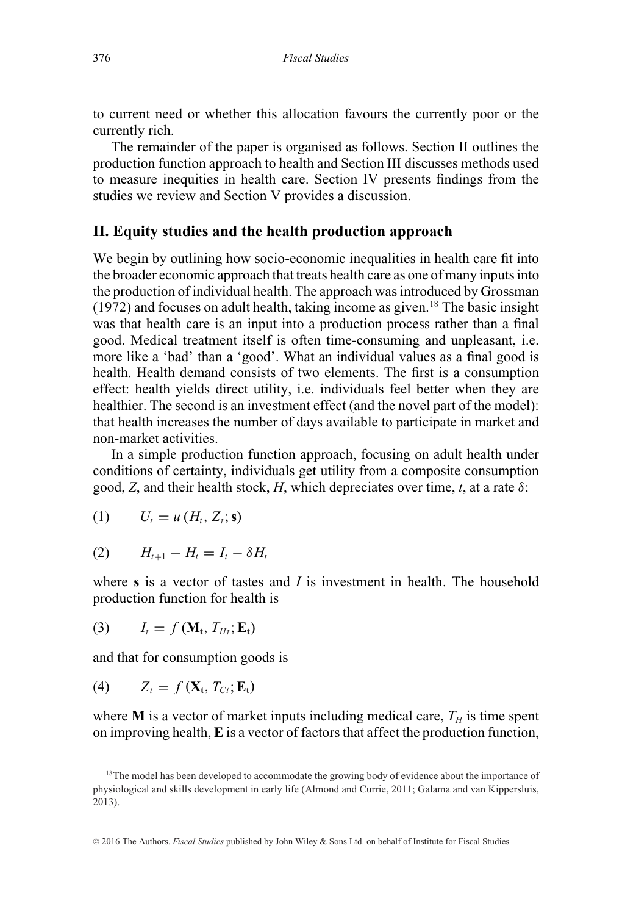to current need or whether this allocation favours the currently poor or the currently rich.

The remainder of the paper is organised as follows. Section II outlines the production function approach to health and Section III discusses methods used to measure inequities in health care. Section IV presents findings from the studies we review and Section V provides a discussion.

## II. Equity studies and the health production approach

We begin by outlining how socio-economic inequalities in health care fit into the broader economic approach that treats health care as one of many inputs into the production of individual health. The approach was introduced by Grossman (1972) and focuses on adult health, taking income as given.[18] The basic insight was that health care is an input into a production process rather than a final good. Medical treatment itself is often time-consuming and unpleasant, i.e. more like a 'bad' than a 'good'. What an individual values as a final good is health. Health demand consists of two elements. The first is a consumption effect: health yields direct utility, i.e. individuals feel better when they are healthier. The second is an investment effect (and the novel part of the model): that health increases the number of days available to participate in market and non-market activities.

In a simple production function approach, focusing on adult health under conditions of certainty, individuals get utility from a composite consumption good, $Z$, and their health stock, $H$, which depreciates over time, $t$, at a rate $\delta$:

$$(1) \qquad U_t = u\left(H_t, Z_t; \mathbf{s}\right)$$

$$(2) \qquad H_{t+1} - H_t = I_t - \delta H_t$$

where $\mathbf{s}$ is a vector of tastes and $I$ is investment in health. The household production function for health is

$$(3) \qquad I_t = f\left(\mathbf{M_t}, T_{Ht}; \mathbf{E_t}\right)$$

and that for consumption goods is

$$(4) \qquad Z_t = f\left(\mathbf{X_t}, T_{Ct}; \mathbf{E_t}\right)$$

where $\mathbf{M}$ is a vector of market inputs including medical care, $T_H$ is time spent on improving health, $\mathbf{E}$ is a vector of factors that affect the production function,

[18] The model has been developed to accommodate the growing body of evidence about the importance of physiological and skills development in early life (Almond and Currie, 2011; Galama and van Kippersluis, 2013).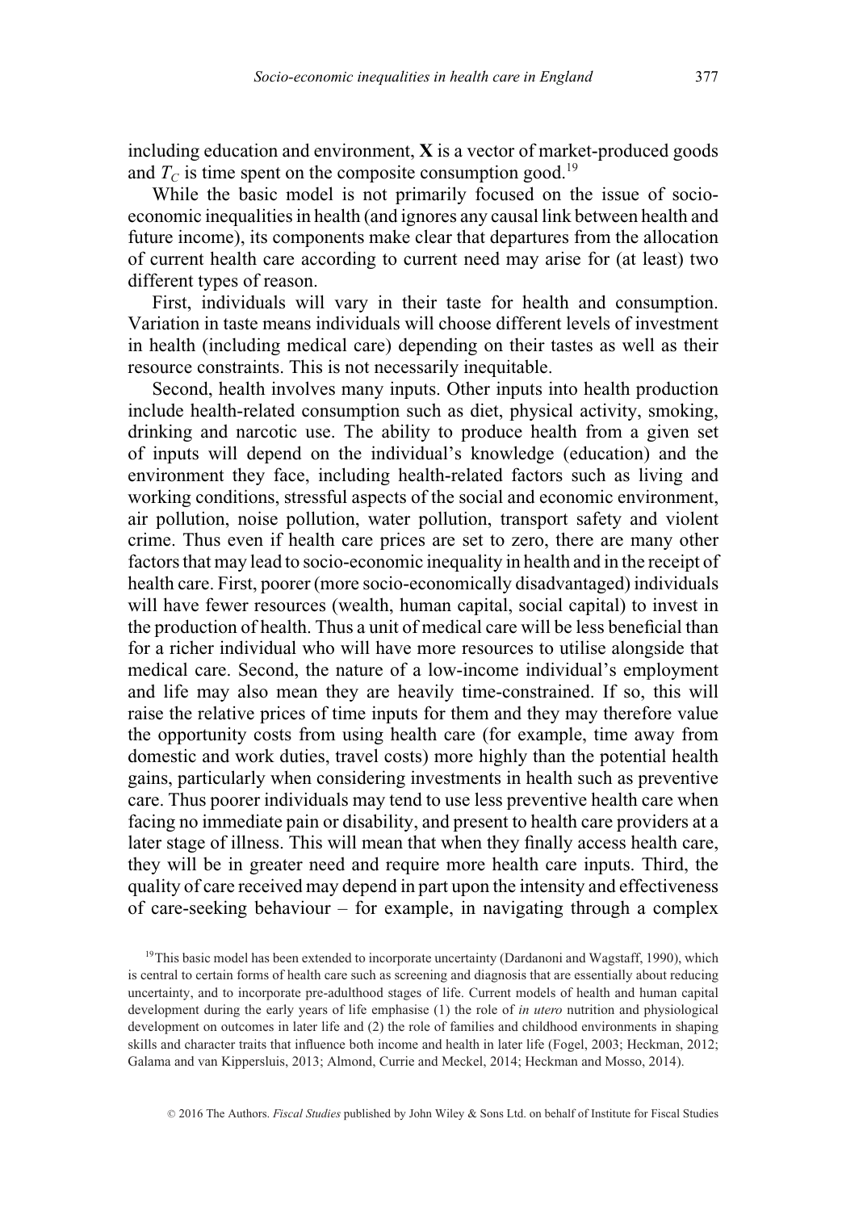including education and environment, $\mathbf{X}$ is a vector of market-produced goods and $T_C$ is time spent on the composite consumption good.[19]

While the basic model is not primarily focused on the issue of socio-economic inequalities in health (and ignores any causal link between health and future income), its components make clear that departures from the allocation of current health care according to current need may arise for (at least) two different types of reason.

First, individuals will vary in their taste for health and consumption. Variation in taste means individuals will choose different levels of investment in health (including medical care) depending on their tastes as well as their resource constraints. This is not necessarily inequitable.

Second, health involves many inputs. Other inputs into health production include health-related consumption such as diet, physical activity, smoking, drinking and narcotic use. The ability to produce health from a given set of inputs will depend on the individual's knowledge (education) and the environment they face, including health-related factors such as living and working conditions, stressful aspects of the social and economic environment, air pollution, noise pollution, water pollution, transport safety and violent crime. Thus even if health care prices are set to zero, there are many other factors that may lead to socio-economic inequality in health and in the receipt of health care. First, poorer (more socio-economically disadvantaged) individuals will have fewer resources (wealth, human capital, social capital) to invest in the production of health. Thus a unit of medical care will be less beneficial than for a richer individual who will have more resources to utilise alongside that medical care. Second, the nature of a low-income individual's employment and life may also mean they are heavily time-constrained. If so, this will raise the relative prices of time inputs for them and they may therefore value the opportunity costs from using health care (for example, time away from domestic and work duties, travel costs) more highly than the potential health gains, particularly when considering investments in health such as preventive care. Thus poorer individuals may tend to use less preventive health care when facing no immediate pain or disability, and present to health care providers at a later stage of illness. This will mean that when they finally access health care, they will be in greater need and require more health care inputs. Third, the quality of care received may depend in part upon the intensity and effectiveness of care-seeking behaviour – for example, in navigating through a complex

[19]This basic model has been extended to incorporate uncertainty (Dardanoni and Wagstaff, 1990), which is central to certain forms of health care such as screening and diagnosis that are essentially about reducing uncertainty, and to incorporate pre-adulthood stages of life. Current models of health and human capital development during the early years of life emphasise (1) the role of *in utero* nutrition and physiological development on outcomes in later life and (2) the role of families and childhood environments in shaping skills and character traits that influence both income and health in later life (Fogel, 2003; Heckman, 2012; Galama and van Kippersluis, 2013; Almond, Currie and Meckel, 2014; Heckman and Mosso, 2014).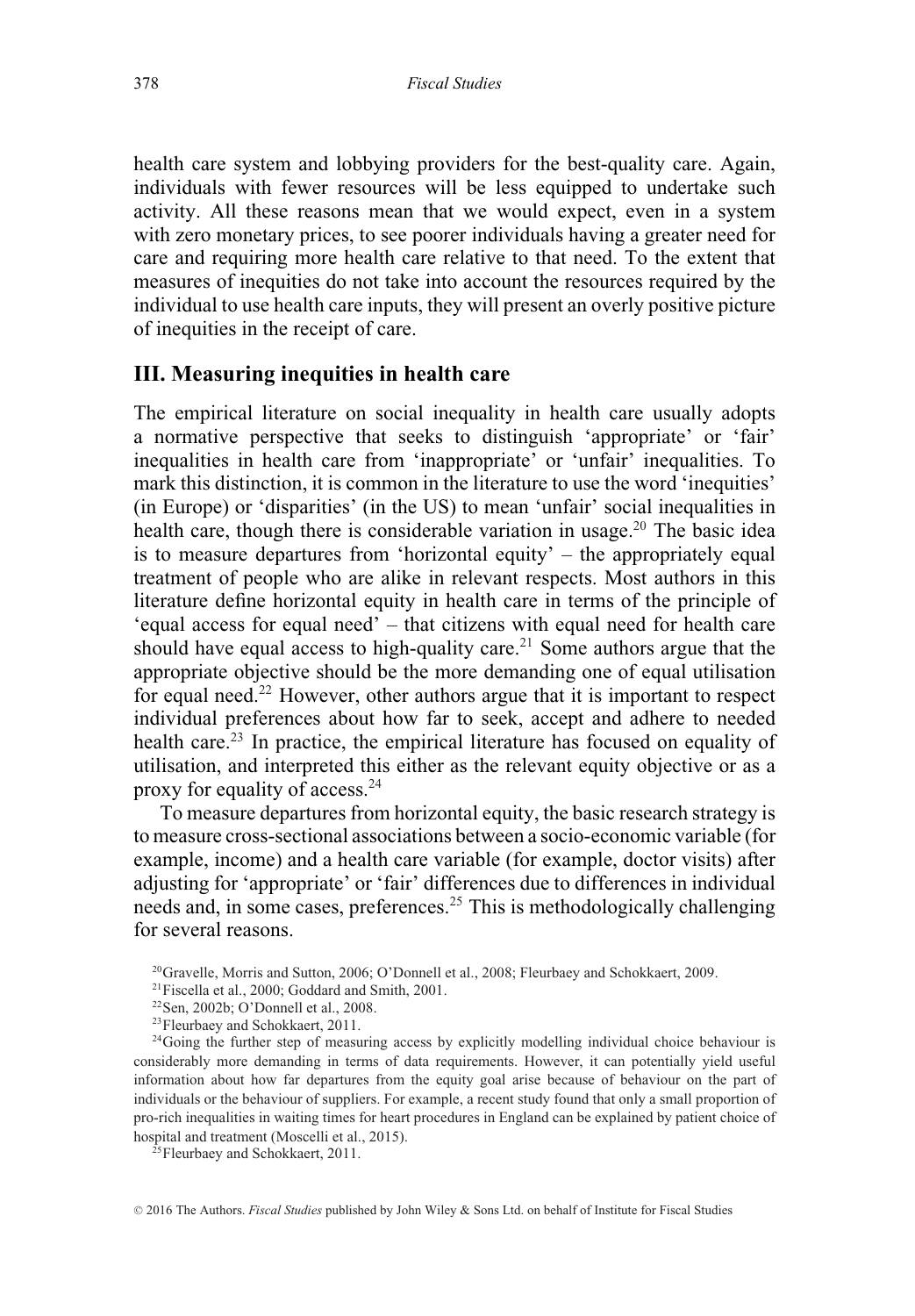health care system and lobbying providers for the best-quality care. Again, individuals with fewer resources will be less equipped to undertake such activity. All these reasons mean that we would expect, even in a system with zero monetary prices, to see poorer individuals having a greater need for care and requiring more health care relative to that need. To the extent that measures of inequities do not take into account the resources required by the individual to use health care inputs, they will present an overly positive picture of inequities in the receipt of care.

## III. Measuring inequities in health care

The empirical literature on social inequality in health care usually adopts a normative perspective that seeks to distinguish 'appropriate' or 'fair' inequalities in health care from 'inappropriate' or 'unfair' inequalities. To mark this distinction, it is common in the literature to use the word 'inequities' (in Europe) or 'disparities' (in the US) to mean 'unfair' social inequalities in health care, though there is considerable variation in usage.[20] The basic idea is to measure departures from 'horizontal equity' – the appropriately equal treatment of people who are alike in relevant respects. Most authors in this literature define horizontal equity in health care in terms of the principle of 'equal access for equal need' – that citizens with equal need for health care should have equal access to high-quality care.[21] Some authors argue that the appropriate objective should be the more demanding one of equal utilisation for equal need.[22] However, other authors argue that it is important to respect individual preferences about how far to seek, accept and adhere to needed health care.[23] In practice, the empirical literature has focused on equality of utilisation, and interpreted this either as the relevant equity objective or as a proxy for equality of access.[24]

To measure departures from horizontal equity, the basic research strategy is to measure cross-sectional associations between a socio-economic variable (for example, income) and a health care variable (for example, doctor visits) after adjusting for 'appropriate' or 'fair' differences due to differences in individual needs and, in some cases, preferences.[25] This is methodologically challenging for several reasons.

[20] Gravelle, Morris and Sutton, 2006; O'Donnell et al., 2008; Fleurbaey and Schokkaert, 2009.

[21] Fiscella et al., 2000; Goddard and Smith, 2001.

[22] Sen, 2002b; O'Donnell et al., 2008.

[23] Fleurbaey and Schokkaert, 2011.

[24] Going the further step of measuring access by explicitly modelling individual choice behaviour is considerably more demanding in terms of data requirements. However, it can potentially yield useful information about how far departures from the equity goal arise because of behaviour on the part of individuals or the behaviour of suppliers. For example, a recent study found that only a small proportion of pro-rich inequalities in waiting times for heart procedures in England can be explained by patient choice of hospital and treatment (Moscelli et al., 2015).

[25] Fleurbaey and Schokkaert, 2011.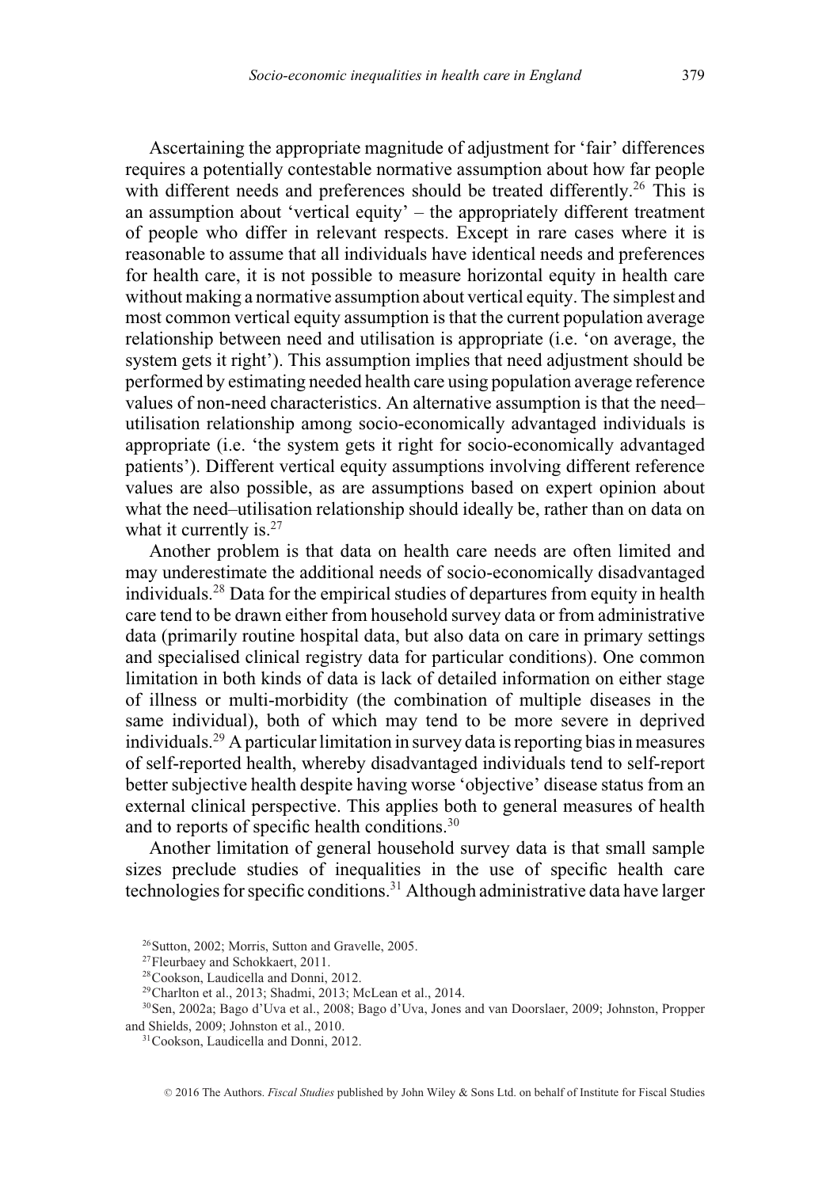Ascertaining the appropriate magnitude of adjustment for 'fair' differences requires a potentially contestable normative assumption about how far people with different needs and preferences should be treated differently.[26] This is an assumption about 'vertical equity' – the appropriately different treatment of people who differ in relevant respects. Except in rare cases where it is reasonable to assume that all individuals have identical needs and preferences for health care, it is not possible to measure horizontal equity in health care without making a normative assumption about vertical equity. The simplest and most common vertical equity assumption is that the current population average relationship between need and utilisation is appropriate (i.e. 'on average, the system gets it right'). This assumption implies that need adjustment should be performed by estimating needed health care using population average reference values of non-need characteristics. An alternative assumption is that the need–utilisation relationship among socio-economically advantaged individuals is appropriate (i.e. 'the system gets it right for socio-economically advantaged patients'). Different vertical equity assumptions involving different reference values are also possible, as are assumptions based on expert opinion about what the need–utilisation relationship should ideally be, rather than on data on what it currently is.[27]

Another problem is that data on health care needs are often limited and may underestimate the additional needs of socio-economically disadvantaged individuals.[28] Data for the empirical studies of departures from equity in health care tend to be drawn either from household survey data or from administrative data (primarily routine hospital data, but also data on care in primary settings and specialised clinical registry data for particular conditions). One common limitation in both kinds of data is lack of detailed information on either stage of illness or multi-morbidity (the combination of multiple diseases in the same individual), both of which may tend to be more severe in deprived individuals.[29] A particular limitation in survey data is reporting bias in measures of self-reported health, whereby disadvantaged individuals tend to self-report better subjective health despite having worse 'objective' disease status from an external clinical perspective. This applies both to general measures of health and to reports of specific health conditions.[30]

Another limitation of general household survey data is that small sample sizes preclude studies of inequalities in the use of specific health care technologies for specific conditions.[31] Although administrative data have larger

[26] Sutton, 2002; Morris, Sutton and Gravelle, 2005.

[27] Fleurbaey and Schokkaert, 2011.

[28] Cookson, Laudicella and Donni, 2012.

[29] Charlton et al., 2013; Shadmi, 2013; McLean et al., 2014.

[30] Sen, 2002a; Bago d'Uva et al., 2008; Bago d'Uva, Jones and van Doorslaer, 2009; Johnston, Propper and Shields, 2009; Johnston et al., 2010.

[31] Cookson, Laudicella and Donni, 2012.

© 2016 The Authors. *Fiscal Studies* published by John Wiley & Sons Ltd. on behalf of Institute for Fiscal Studies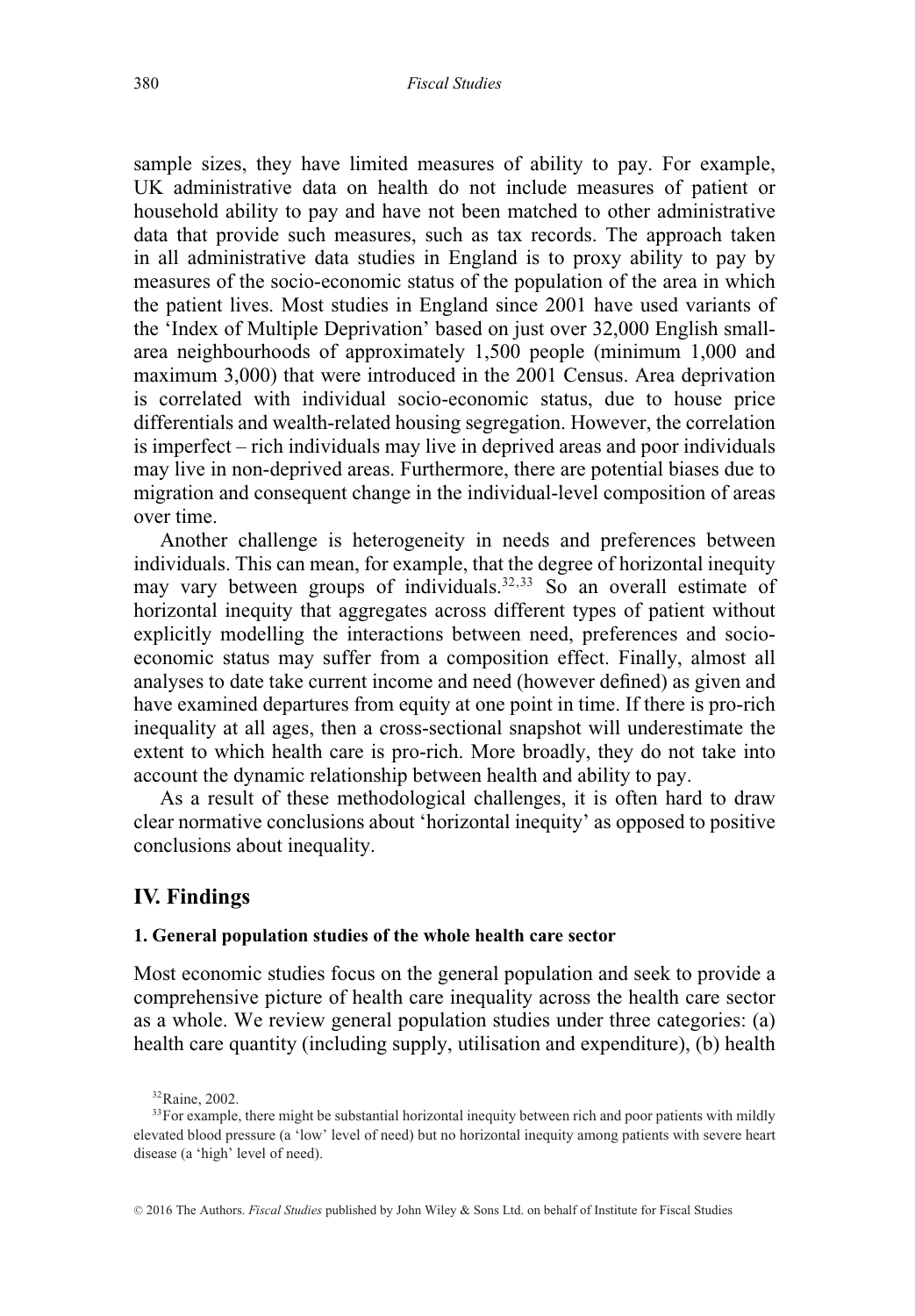sample sizes, they have limited measures of ability to pay. For example, UK administrative data on health do not include measures of patient or household ability to pay and have not been matched to other administrative data that provide such measures, such as tax records. The approach taken in all administrative data studies in England is to proxy ability to pay by measures of the socio-economic status of the population of the area in which the patient lives. Most studies in England since 2001 have used variants of the 'Index of Multiple Deprivation' based on just over 32,000 English small-area neighbourhoods of approximately 1,500 people (minimum 1,000 and maximum 3,000) that were introduced in the 2001 Census. Area deprivation is correlated with individual socio-economic status, due to house price differentials and wealth-related housing segregation. However, the correlation is imperfect – rich individuals may live in deprived areas and poor individuals may live in non-deprived areas. Furthermore, there are potential biases due to migration and consequent change in the individual-level composition of areas over time.

Another challenge is heterogeneity in needs and preferences between individuals. This can mean, for example, that the degree of horizontal inequity may vary between groups of individuals.[32,33] So an overall estimate of horizontal inequity that aggregates across different types of patient without explicitly modelling the interactions between need, preferences and socio-economic status may suffer from a composition effect. Finally, almost all analyses to date take current income and need (however defined) as given and have examined departures from equity at one point in time. If there is pro-rich inequality at all ages, then a cross-sectional snapshot will underestimate the extent to which health care is pro-rich. More broadly, they do not take into account the dynamic relationship between health and ability to pay.

As a result of these methodological challenges, it is often hard to draw clear normative conclusions about 'horizontal inequity' as opposed to positive conclusions about inequality.

## IV. Findings

### 1. General population studies of the whole health care sector

Most economic studies focus on the general population and seek to provide a comprehensive picture of health care inequality across the health care sector as a whole. We review general population studies under three categories: (a) health care quantity (including supply, utilisation and expenditure), (b) health

---

[32] Raine, 2002.

[33] For example, there might be substantial horizontal inequity between rich and poor patients with mildly elevated blood pressure (a 'low' level of need) but no horizontal inequity among patients with severe heart disease (a 'high' level of need).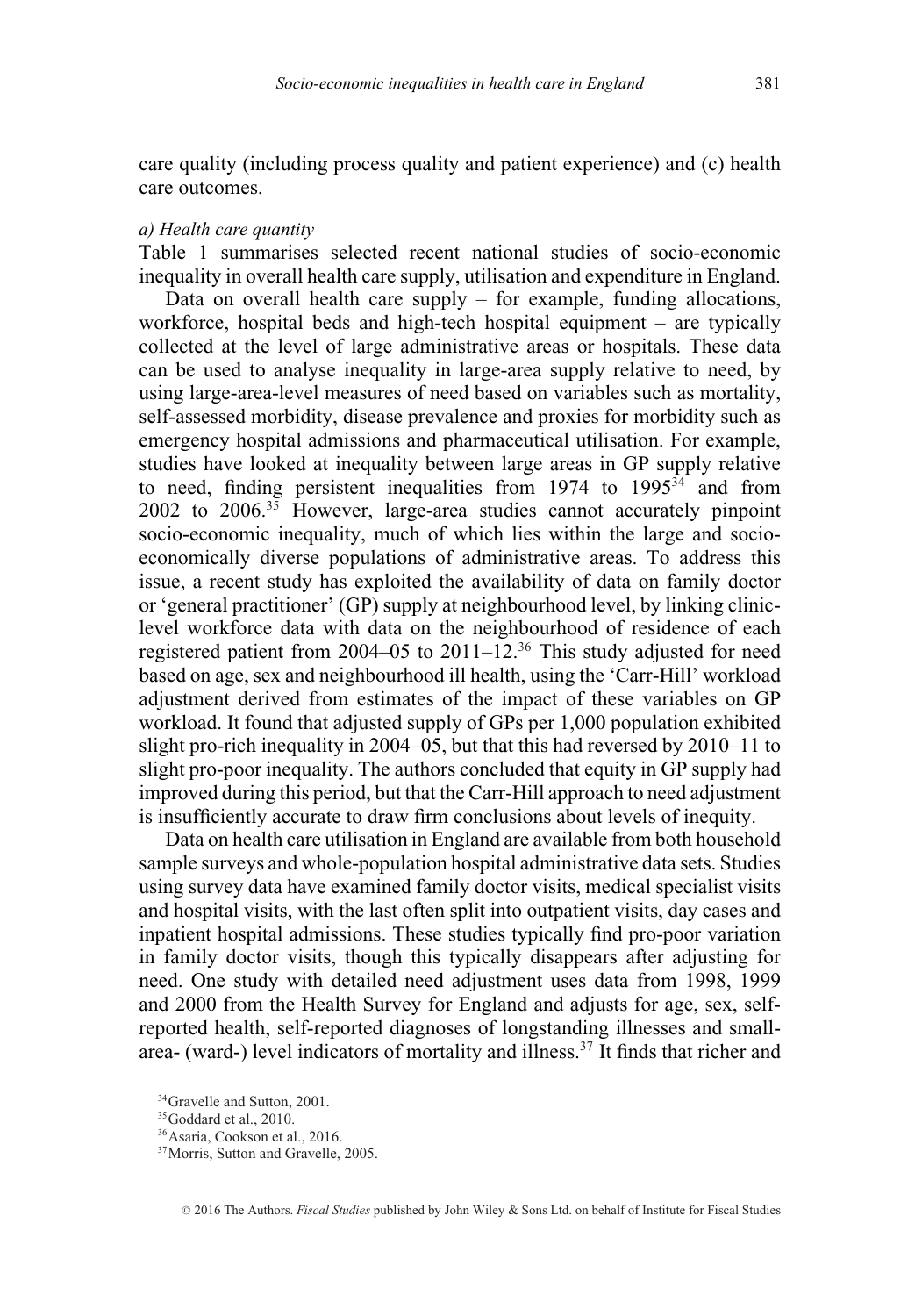care quality (including process quality and patient experience) and (c) health care outcomes.

*a) Health care quantity*

Table 1 summarises selected recent national studies of socio-economic inequality in overall health care supply, utilisation and expenditure in England.

Data on overall health care supply – for example, funding allocations, workforce, hospital beds and high-tech hospital equipment – are typically collected at the level of large administrative areas or hospitals. These data can be used to analyse inequality in large-area supply relative to need, by using large-area-level measures of need based on variables such as mortality, self-assessed morbidity, disease prevalence and proxies for morbidity such as emergency hospital admissions and pharmaceutical utilisation. For example, studies have looked at inequality between large areas in GP supply relative to need, finding persistent inequalities from 1974 to 1995[34] and from 2002 to 2006.[35] However, large-area studies cannot accurately pinpoint socio-economic inequality, much of which lies within the large and socio-economically diverse populations of administrative areas. To address this issue, a recent study has exploited the availability of data on family doctor or 'general practitioner' (GP) supply at neighbourhood level, by linking clinic-level workforce data with data on the neighbourhood of residence of each registered patient from 2004–05 to 2011–12.[36] This study adjusted for need based on age, sex and neighbourhood ill health, using the 'Carr-Hill' workload adjustment derived from estimates of the impact of these variables on GP workload. It found that adjusted supply of GPs per 1,000 population exhibited slight pro-rich inequality in 2004–05, but that this had reversed by 2010–11 to slight pro-poor inequality. The authors concluded that equity in GP supply had improved during this period, but that the Carr-Hill approach to need adjustment is insufficiently accurate to draw firm conclusions about levels of inequity.

Data on health care utilisation in England are available from both household sample surveys and whole-population hospital administrative data sets. Studies using survey data have examined family doctor visits, medical specialist visits and hospital visits, with the last often split into outpatient visits, day cases and inpatient hospital admissions. These studies typically find pro-poor variation in family doctor visits, though this typically disappears after adjusting for need. One study with detailed need adjustment uses data from 1998, 1999 and 2000 from the Health Survey for England and adjusts for age, sex, self-reported health, self-reported diagnoses of longstanding illnesses and small-area- (ward-) level indicators of mortality and illness.[37] It finds that richer and

[34] Gravelle and Sutton, 2001.

[35] Goddard et al., 2010.

[36] Asaria, Cookson et al., 2016.

[37] Morris, Sutton and Gravelle, 2005.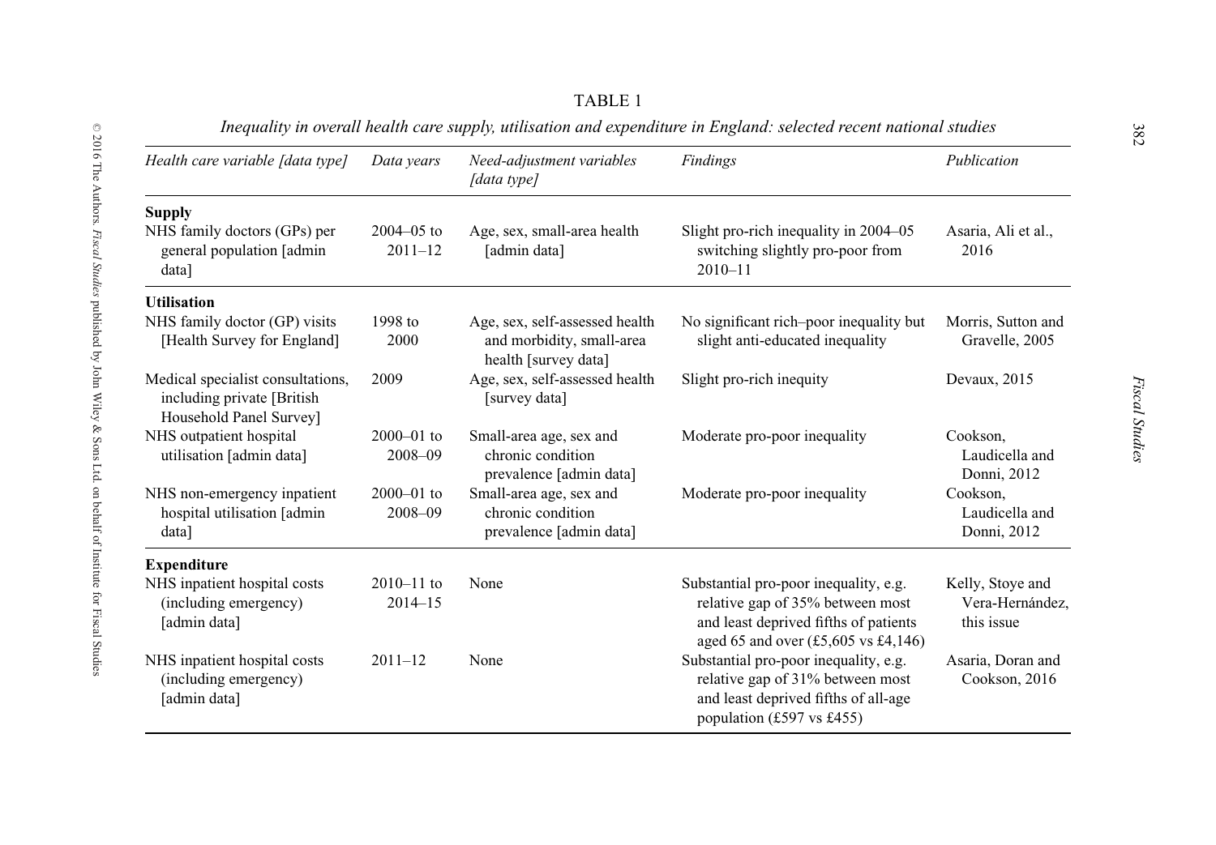TABLE 1

*Inequality in overall health care supply, utilisation and expenditure in England: selected recent national studies*

| *Health care variable [data type]* | *Data years* | *Need-adjustment variables [data type]* | *Findings* | *Publication* |
|---|---|---|---|---|
| **Supply** | | | | |
| NHS family doctors (GPs) per general population [admin data] | 2004–05 to 2011–12 | Age, sex, small-area health [admin data] | Slight pro-rich inequality in 2004–05 switching slightly pro-poor from 2010–11 | Asaria, Ali et al., 2016 |
| **Utilisation** | | | | |
| NHS family doctor (GP) visits [Health Survey for England] | 1998 to 2000 | Age, sex, self-assessed health and morbidity, small-area health [survey data] | No significant rich–poor inequality but slight anti-educated inequality | Morris, Sutton and Gravelle, 2005 |
| Medical specialist consultations, including private [British Household Panel Survey] | 2009 | Age, sex, self-assessed health [survey data] | Slight pro-rich inequity | Devaux, 2015 |
| NHS outpatient hospital utilisation [admin data] | 2000–01 to 2008–09 | Small-area age, sex and chronic condition prevalence [admin data] | Moderate pro-poor inequality | Cookson, Laudicella and Donni, 2012 |
| NHS non-emergency inpatient hospital utilisation [admin data] | 2000–01 to 2008–09 | Small-area age, sex and chronic condition prevalence [admin data] | Moderate pro-poor inequality | Cookson, Laudicella and Donni, 2012 |
| **Expenditure** | | | | |
| NHS inpatient hospital costs (including emergency) [admin data] | 2010–11 to 2014–15 | None | Substantial pro-poor inequality, e.g. relative gap of 35% between most and least deprived fifths of patients aged 65 and over (£5,605 vs £4,146) | Kelly, Stoye and Vera-Hernández, this issue |
| NHS inpatient hospital costs (including emergency) [admin data] | 2011–12 | None | Substantial pro-poor inequality, e.g. relative gap of 31% between most and least deprived fifths of all-age population (£597 vs £455) | Asaria, Doran and Cookson, 2016 |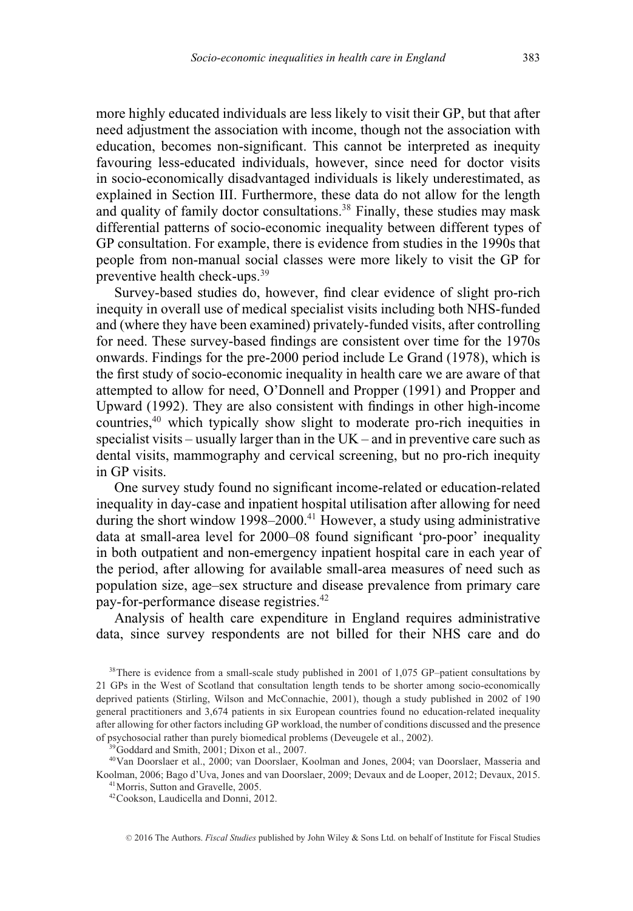more highly educated individuals are less likely to visit their GP, but that after need adjustment the association with income, though not the association with education, becomes non-significant. This cannot be interpreted as inequity favouring less-educated individuals, however, since need for doctor visits in socio-economically disadvantaged individuals is likely underestimated, as explained in Section III. Furthermore, these data do not allow for the length and quality of family doctor consultations.[38] Finally, these studies may mask differential patterns of socio-economic inequality between different types of GP consultation. For example, there is evidence from studies in the 1990s that people from non-manual social classes were more likely to visit the GP for preventive health check-ups.[39]

Survey-based studies do, however, find clear evidence of slight pro-rich inequity in overall use of medical specialist visits including both NHS-funded and (where they have been examined) privately-funded visits, after controlling for need. These survey-based findings are consistent over time for the 1970s onwards. Findings for the pre-2000 period include Le Grand (1978), which is the first study of socio-economic inequality in health care we are aware of that attempted to allow for need, O'Donnell and Propper (1991) and Propper and Upward (1992). They are also consistent with findings in other high-income countries,[40] which typically show slight to moderate pro-rich inequities in specialist visits – usually larger than in the UK – and in preventive care such as dental visits, mammography and cervical screening, but no pro-rich inequity in GP visits.

One survey study found no significant income-related or education-related inequality in day-case and inpatient hospital utilisation after allowing for need during the short window 1998–2000.[41] However, a study using administrative data at small-area level for 2000–08 found significant 'pro-poor' inequality in both outpatient and non-emergency inpatient hospital care in each year of the period, after allowing for available small-area measures of need such as population size, age–sex structure and disease prevalence from primary care pay-for-performance disease registries.[42]

Analysis of health care expenditure in England requires administrative data, since survey respondents are not billed for their NHS care and do

[38] There is evidence from a small-scale study published in 2001 of 1,075 GP–patient consultations by 21 GPs in the West of Scotland that consultation length tends to be shorter among socio-economically deprived patients (Stirling, Wilson and McConnachie, 2001), though a study published in 2002 of 190 general practitioners and 3,674 patients in six European countries found no education-related inequality after allowing for other factors including GP workload, the number of conditions discussed and the presence of psychosocial rather than purely biomedical problems (Deveugele et al., 2002).

[39] Goddard and Smith, 2001; Dixon et al., 2007.

[40] Van Doorslaer et al., 2000; van Doorslaer, Koolman and Jones, 2004; van Doorslaer, Masseria and Koolman, 2006; Bago d'Uva, Jones and van Doorslaer, 2009; Devaux and de Looper, 2012; Devaux, 2015.

[41] Morris, Sutton and Gravelle, 2005.

[42] Cookson, Laudicella and Donni, 2012.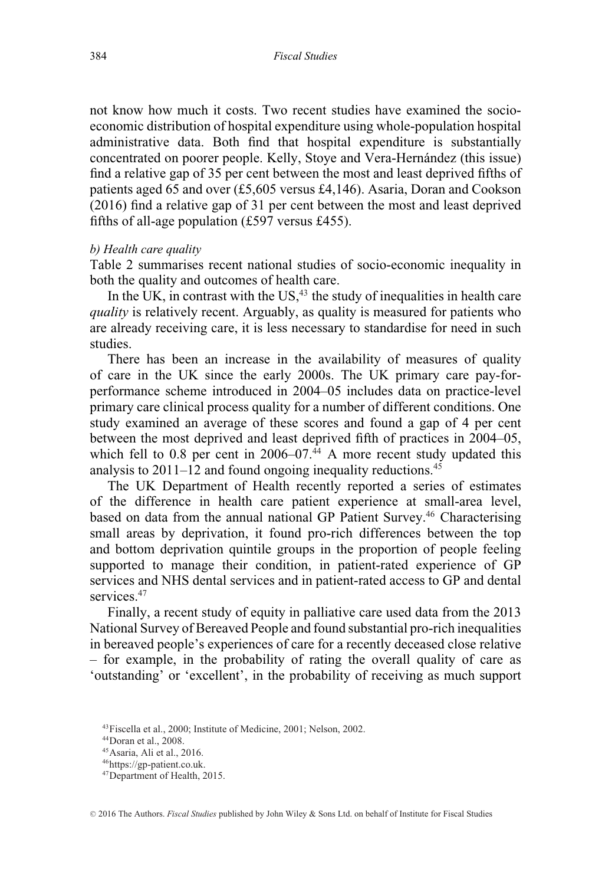not know how much it costs. Two recent studies have examined the socio-economic distribution of hospital expenditure using whole-population hospital administrative data. Both find that hospital expenditure is substantially concentrated on poorer people. Kelly, Stoye and Vera-Hernández (this issue) find a relative gap of 35 per cent between the most and least deprived fifths of patients aged 65 and over (£5,605 versus £4,146). Asaria, Doran and Cookson (2016) find a relative gap of 31 per cent between the most and least deprived fifths of all-age population (£597 versus £455).

*b) Health care quality*

Table 2 summarises recent national studies of socio-economic inequality in both the quality and outcomes of health care.

In the UK, in contrast with the US,[43] the study of inequalities in health care *quality* is relatively recent. Arguably, as quality is measured for patients who are already receiving care, it is less necessary to standardise for need in such studies.

There has been an increase in the availability of measures of quality of care in the UK since the early 2000s. The UK primary care pay-for-performance scheme introduced in 2004–05 includes data on practice-level primary care clinical process quality for a number of different conditions. One study examined an average of these scores and found a gap of 4 per cent between the most deprived and least deprived fifth of practices in 2004–05, which fell to 0.8 per cent in 2006–07.[44] A more recent study updated this analysis to 2011–12 and found ongoing inequality reductions.[45]

The UK Department of Health recently reported a series of estimates of the difference in health care patient experience at small-area level, based on data from the annual national GP Patient Survey.[46] Characterising small areas by deprivation, it found pro-rich differences between the top and bottom deprivation quintile groups in the proportion of people feeling supported to manage their condition, in patient-rated experience of GP services and NHS dental services and in patient-rated access to GP and dental services.[47]

Finally, a recent study of equity in palliative care used data from the 2013 National Survey of Bereaved People and found substantial pro-rich inequalities in bereaved people's experiences of care for a recently deceased close relative – for example, in the probability of rating the overall quality of care as 'outstanding' or 'excellent', in the probability of receiving as much support

[43] Fiscella et al., 2000; Institute of Medicine, 2001; Nelson, 2002.

[44] Doran et al., 2008.

[45] Asaria, Ali et al., 2016.

[46] https://gp-patient.co.uk.

[47] Department of Health, 2015.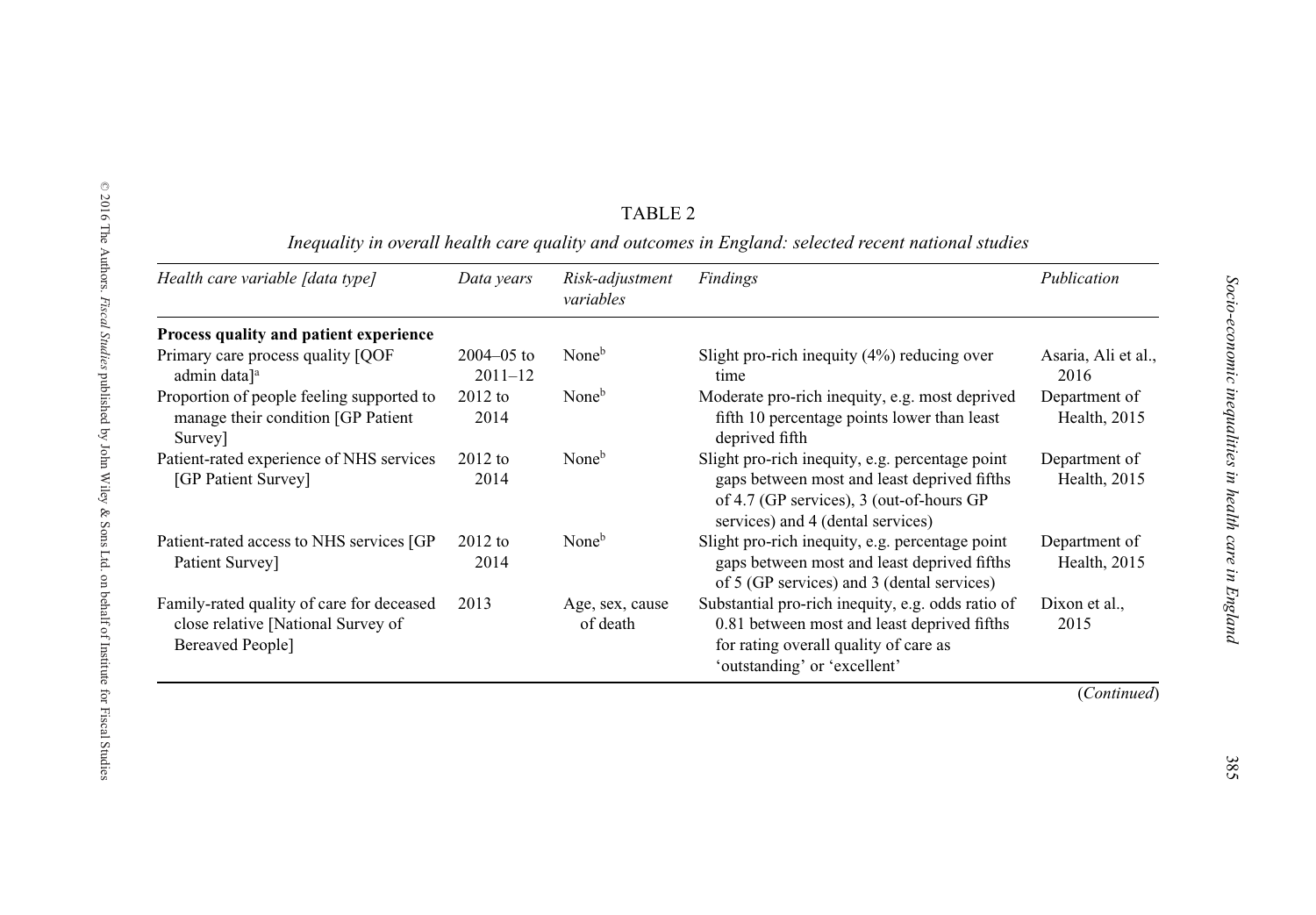TABLE 2

*Inequality in overall health care quality and outcomes in England: selected recent national studies*

| *Health care variable [data type]* | *Data years* | *Risk-adjustment variables* | *Findings* | *Publication* |
|---|---|---|---|---|
| **Process quality and patient experience** | | | | |
| Primary care process quality [QOF admin data][a] | 2004–05 to 2011–12 | None[b] | Slight pro-rich inequity (4%) reducing over time | Asaria, Ali et al., 2016 |
| Proportion of people feeling supported to manage their condition [GP Patient Survey] | 2012 to 2014 | None[b] | Moderate pro-rich inequity, e.g. most deprived fifth 10 percentage points lower than least deprived fifth | Department of Health, 2015 |
| Patient-rated experience of NHS services [GP Patient Survey] | 2012 to 2014 | None[b] | Slight pro-rich inequity, e.g. percentage point gaps between most and least deprived fifths of 4.7 (GP services), 3 (out-of-hours GP services) and 4 (dental services) | Department of Health, 2015 |
| Patient-rated access to NHS services [GP Patient Survey] | 2012 to 2014 | None[b] | Slight pro-rich inequity, e.g. percentage point gaps between most and least deprived fifths of 5 (GP services) and 3 (dental services) | Department of Health, 2015 |
| Family-rated quality of care for deceased close relative [National Survey of Bereaved People] | 2013 | Age, sex, cause of death | Substantial pro-rich inequity, e.g. odds ratio of 0.81 between most and least deprived fifths for rating overall quality of care as 'outstanding' or 'excellent' | Dixon et al., 2015 |

(*Continued*)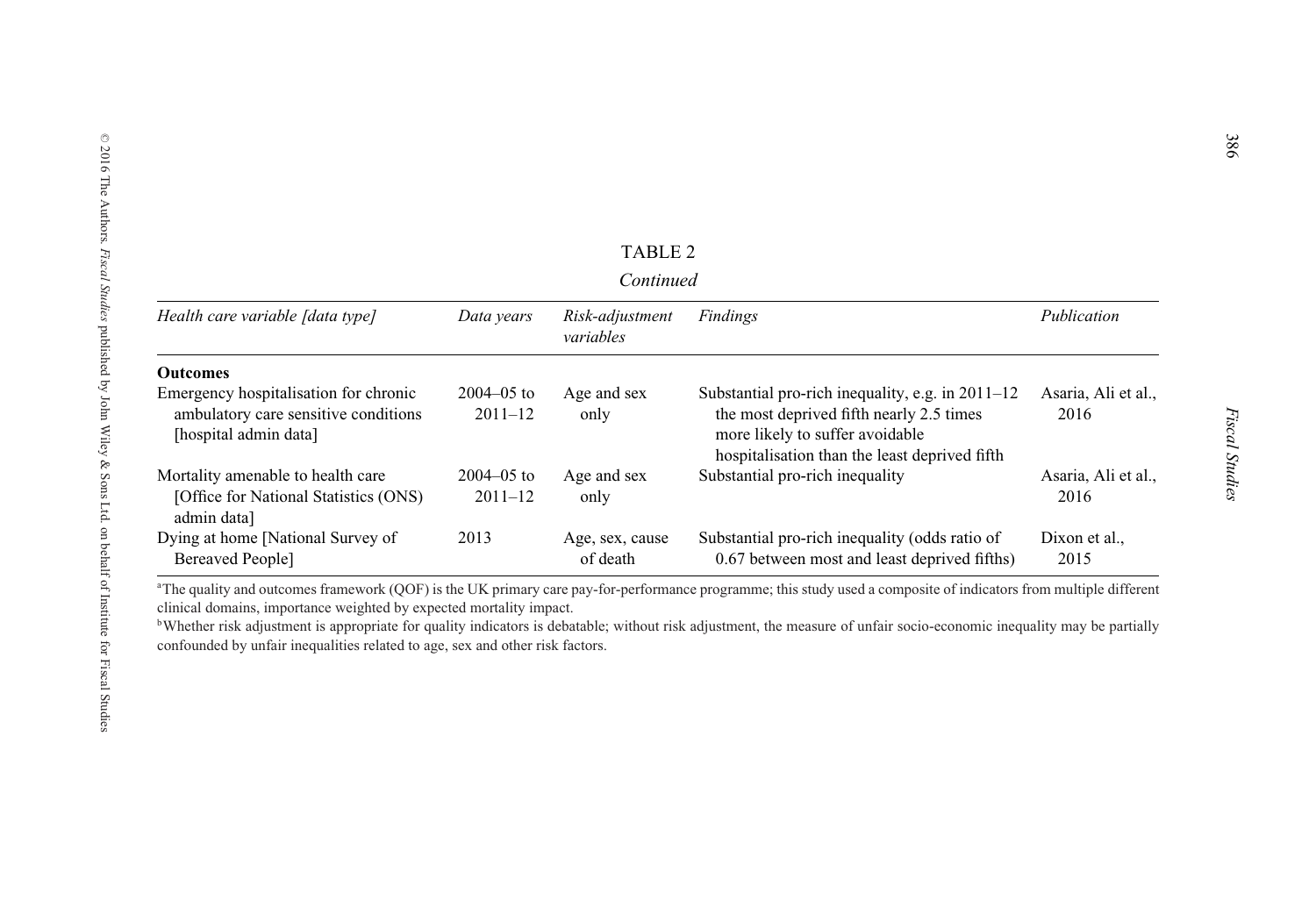TABLE 2

*Continued*

| *Health care variable [data type]* | *Data years* | *Risk-adjustment variables* | *Findings* | *Publication* |
|---|---|---|---|---|
| **Outcomes** | | | | |
| Emergency hospitalisation for chronic ambulatory care sensitive conditions [hospital admin data] | 2004–05 to 2011–12 | Age and sex only | Substantial pro-rich inequality, e.g. in 2011–12 the most deprived fifth nearly 2.5 times more likely to suffer avoidable hospitalisation than the least deprived fifth | Asaria, Ali et al., 2016 |
| Mortality amenable to health care [Office for National Statistics (ONS) admin data] | 2004–05 to 2011–12 | Age and sex only | Substantial pro-rich inequality | Asaria, Ali et al., 2016 |
| Dying at home [National Survey of Bereaved People] | 2013 | Age, sex, cause of death | Substantial pro-rich inequality (odds ratio of 0.67 between most and least deprived fifths) | Dixon et al., 2015 |

[a]The quality and outcomes framework (QOF) is the UK primary care pay-for-performance programme; this study used a composite of indicators from multiple different clinical domains, importance weighted by expected mortality impact.

[b]Whether risk adjustment is appropriate for quality indicators is debatable; without risk adjustment, the measure of unfair socio-economic inequality may be partially confounded by unfair inequalities related to age, sex and other risk factors.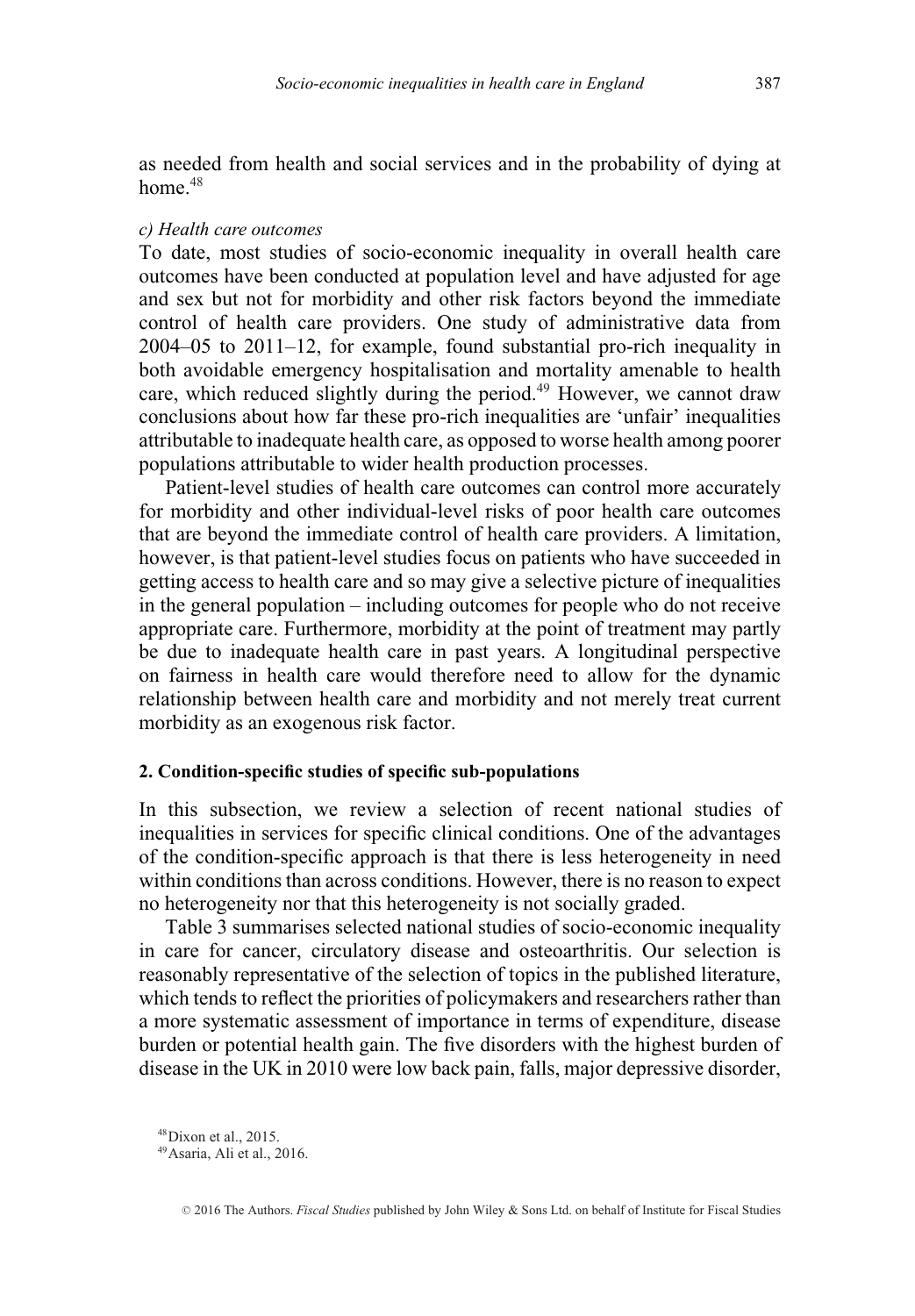as needed from health and social services and in the probability of dying at home.[48]

*c) Health care outcomes*

To date, most studies of socio-economic inequality in overall health care outcomes have been conducted at population level and have adjusted for age and sex but not for morbidity and other risk factors beyond the immediate control of health care providers. One study of administrative data from 2004–05 to 2011–12, for example, found substantial pro-rich inequality in both avoidable emergency hospitalisation and mortality amenable to health care, which reduced slightly during the period.[49] However, we cannot draw conclusions about how far these pro-rich inequalities are 'unfair' inequalities attributable to inadequate health care, as opposed to worse health among poorer populations attributable to wider health production processes.

Patient-level studies of health care outcomes can control more accurately for morbidity and other individual-level risks of poor health care outcomes that are beyond the immediate control of health care providers. A limitation, however, is that patient-level studies focus on patients who have succeeded in getting access to health care and so may give a selective picture of inequalities in the general population – including outcomes for people who do not receive appropriate care. Furthermore, morbidity at the point of treatment may partly be due to inadequate health care in past years. A longitudinal perspective on fairness in health care would therefore need to allow for the dynamic relationship between health care and morbidity and not merely treat current morbidity as an exogenous risk factor.

**2. Condition-specific studies of specific sub-populations**

In this subsection, we review a selection of recent national studies of inequalities in services for specific clinical conditions. One of the advantages of the condition-specific approach is that there is less heterogeneity in need within conditions than across conditions. However, there is no reason to expect no heterogeneity nor that this heterogeneity is not socially graded.

Table 3 summarises selected national studies of socio-economic inequality in care for cancer, circulatory disease and osteoarthritis. Our selection is reasonably representative of the selection of topics in the published literature, which tends to reflect the priorities of policymakers and researchers rather than a more systematic assessment of importance in terms of expenditure, disease burden or potential health gain. The five disorders with the highest burden of disease in the UK in 2010 were low back pain, falls, major depressive disorder,

[48] Dixon et al., 2015.

[49] Asaria, Ali et al., 2016.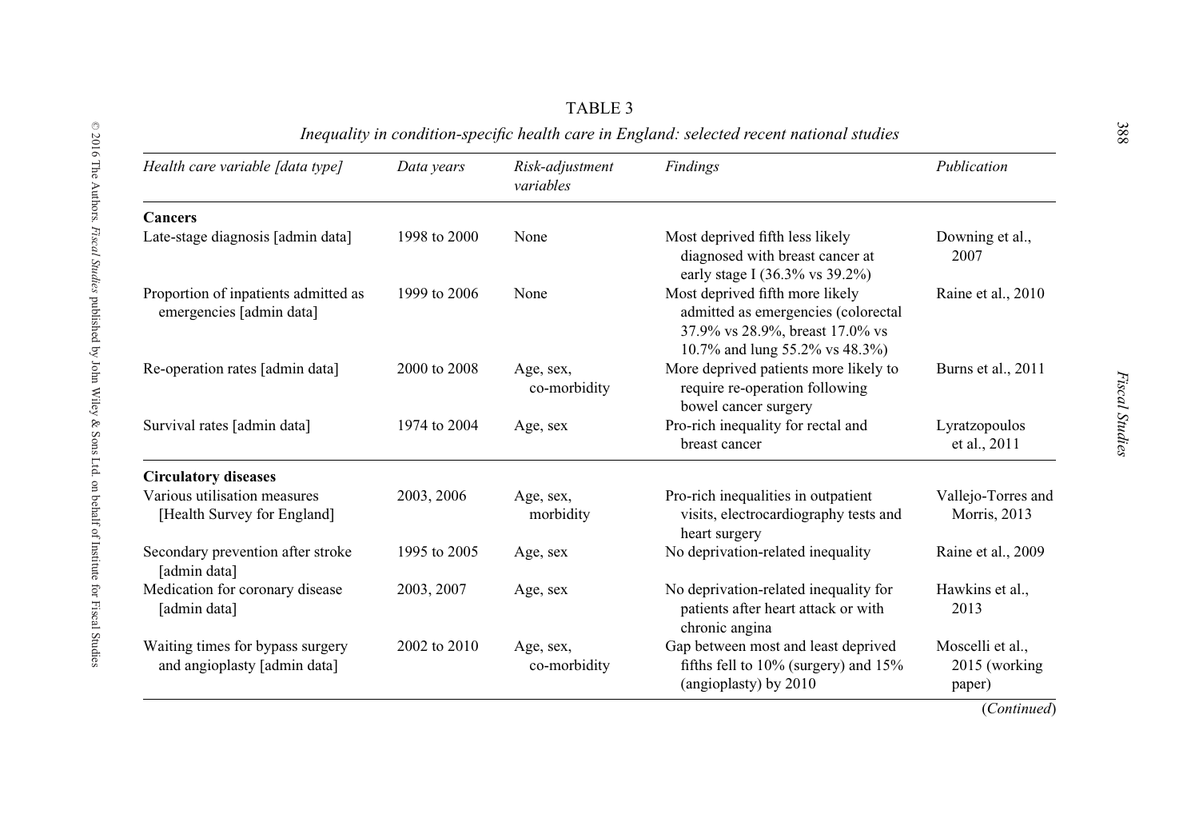TABLE 3

*Inequality in condition-specific health care in England: selected recent national studies*

| *Health care variable [data type]* | *Data years* | *Risk-adjustment variables* | *Findings* | *Publication* |
|---|---|---|---|---|
| **Cancers** | | | | |
| Late-stage diagnosis [admin data] | 1998 to 2000 | None | Most deprived fifth less likely diagnosed with breast cancer at early stage I (36.3% vs 39.2%) | Downing et al., 2007 |
| Proportion of inpatients admitted as emergencies [admin data] | 1999 to 2006 | None | Most deprived fifth more likely admitted as emergencies (colorectal 37.9% vs 28.9%, breast 17.0% vs 10.7% and lung 55.2% vs 48.3%) | Raine et al., 2010 |
| Re-operation rates [admin data] | 2000 to 2008 | Age, sex, co-morbidity | More deprived patients more likely to require re-operation following bowel cancer surgery | Burns et al., 2011 |
| Survival rates [admin data] | 1974 to 2004 | Age, sex | Pro-rich inequality for rectal and breast cancer | Lyratzopoulos et al., 2011 |
| **Circulatory diseases** | | | | |
| Various utilisation measures [Health Survey for England] | 2003, 2006 | Age, sex, morbidity | Pro-rich inequalities in outpatient visits, electrocardiography tests and heart surgery | Vallejo-Torres and Morris, 2013 |
| Secondary prevention after stroke [admin data] | 1995 to 2005 | Age, sex | No deprivation-related inequality | Raine et al., 2009 |
| Medication for coronary disease [admin data] | 2003, 2007 | Age, sex | No deprivation-related inequality for patients after heart attack or with chronic angina | Hawkins et al., 2013 |
| Waiting times for bypass surgery and angioplasty [admin data] | 2002 to 2010 | Age, sex, co-morbidity | Gap between most and least deprived fifths fell to 10% (surgery) and 15% (angioplasty) by 2010 | Moscelli et al., 2015 (working paper) |

(*Continued*)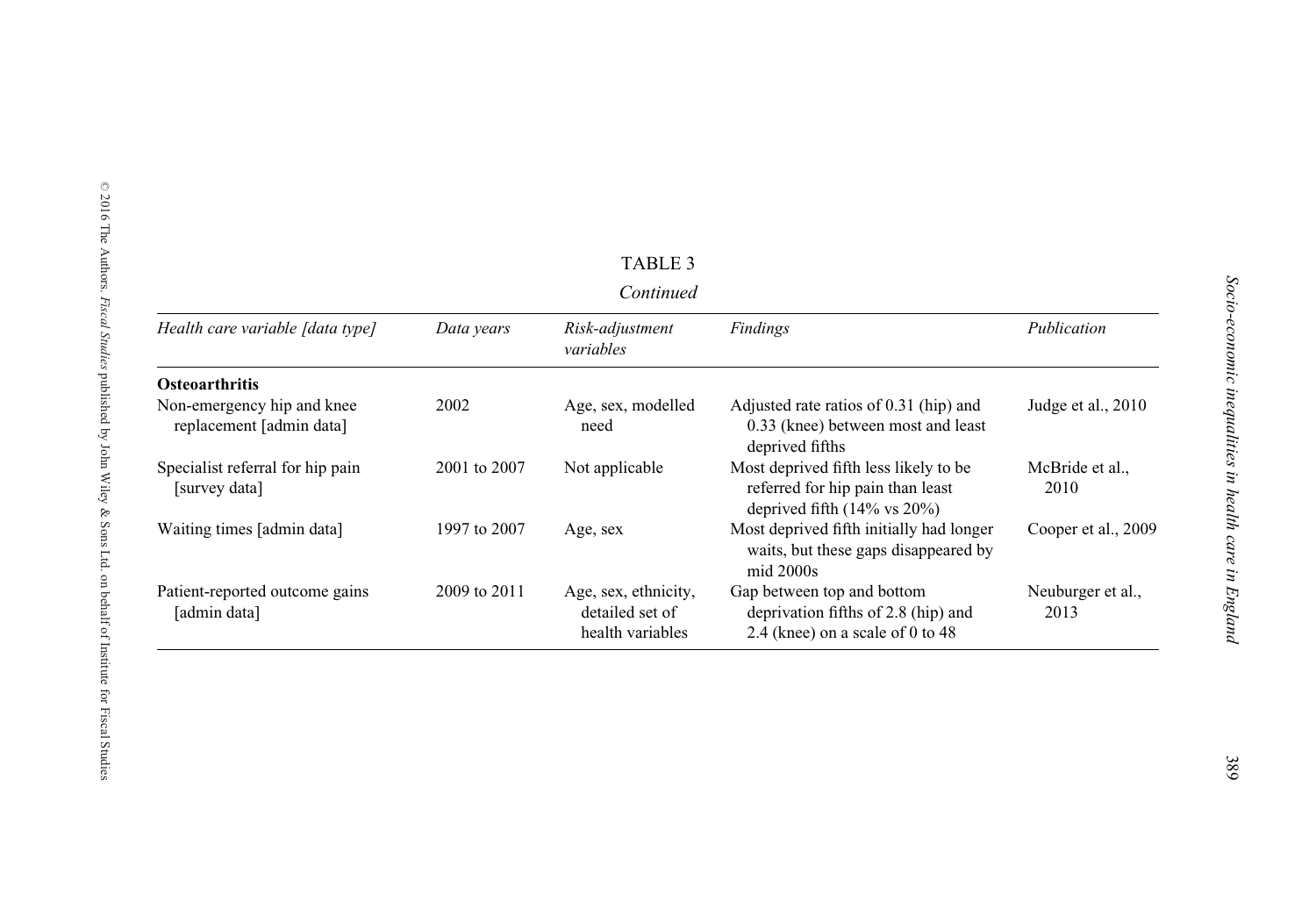TABLE 3

*Continued*

| *Health care variable [data type]* | *Data years* | *Risk-adjustment variables* | *Findings* | *Publication* |
|---|---|---|---|---|
| **Osteoarthritis** | | | | |
| Non-emergency hip and knee replacement [admin data] | 2002 | Age, sex, modelled need | Adjusted rate ratios of 0.31 (hip) and 0.33 (knee) between most and least deprived fifths | Judge et al., 2010 |
| Specialist referral for hip pain [survey data] | 2001 to 2007 | Not applicable | Most deprived fifth less likely to be referred for hip pain than least deprived fifth (14% vs 20%) | McBride et al., 2010 |
| Waiting times [admin data] | 1997 to 2007 | Age, sex | Most deprived fifth initially had longer waits, but these gaps disappeared by mid 2000s | Cooper et al., 2009 |
| Patient-reported outcome gains [admin data] | 2009 to 2011 | Age, sex, ethnicity, detailed set of health variables | Gap between top and bottom deprivation fifths of 2.8 (hip) and 2.4 (knee) on a scale of 0 to 48 | Neuburger et al., 2013 |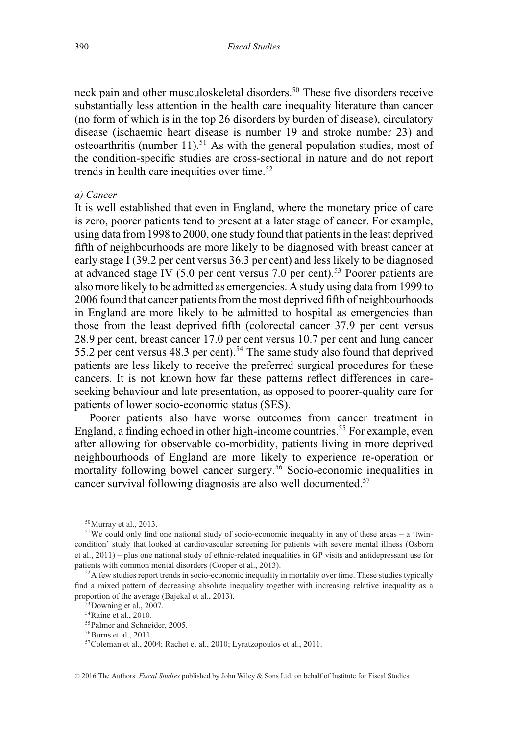neck pain and other musculoskeletal disorders.[50] These five disorders receive substantially less attention in the health care inequality literature than cancer (no form of which is in the top 26 disorders by burden of disease), circulatory disease (ischaemic heart disease is number 19 and stroke number 23) and osteoarthritis (number 11).[51] As with the general population studies, most of the condition-specific studies are cross-sectional in nature and do not report trends in health care inequities over time.[52]

*a) Cancer*

It is well established that even in England, where the monetary price of care is zero, poorer patients tend to present at a later stage of cancer. For example, using data from 1998 to 2000, one study found that patients in the least deprived fifth of neighbourhoods are more likely to be diagnosed with breast cancer at early stage I (39.2 per cent versus 36.3 per cent) and less likely to be diagnosed at advanced stage IV (5.0 per cent versus 7.0 per cent).[53] Poorer patients are also more likely to be admitted as emergencies. A study using data from 1999 to 2006 found that cancer patients from the most deprived fifth of neighbourhoods in England are more likely to be admitted to hospital as emergencies than those from the least deprived fifth (colorectal cancer 37.9 per cent versus 28.9 per cent, breast cancer 17.0 per cent versus 10.7 per cent and lung cancer 55.2 per cent versus 48.3 per cent).[54] The same study also found that deprived patients are less likely to receive the preferred surgical procedures for these cancers. It is not known how far these patterns reflect differences in care-seeking behaviour and late presentation, as opposed to poorer-quality care for patients of lower socio-economic status (SES).

Poorer patients also have worse outcomes from cancer treatment in England, a finding echoed in other high-income countries.[55] For example, even after allowing for observable co-morbidity, patients living in more deprived neighbourhoods of England are more likely to experience re-operation or mortality following bowel cancer surgery.[56] Socio-economic inequalities in cancer survival following diagnosis are also well documented.[57]

---

[50] Murray et al., 2013.

[51] We could only find one national study of socio-economic inequality in any of these areas – a 'twin-condition' study that looked at cardiovascular screening for patients with severe mental illness (Osborn et al., 2011) – plus one national study of ethnic-related inequalities in GP visits and antidepressant use for patients with common mental disorders (Cooper et al., 2013).

[52] A few studies report trends in socio-economic inequality in mortality over time. These studies typically find a mixed pattern of decreasing absolute inequality together with increasing relative inequality as a proportion of the average (Bajekal et al., 2013).

[53] Downing et al., 2007.

[54] Raine et al., 2010.

[55] Palmer and Schneider, 2005.

[56] Burns et al., 2011.

[57] Coleman et al., 2004; Rachet et al., 2010; Lyratzopoulos et al., 2011.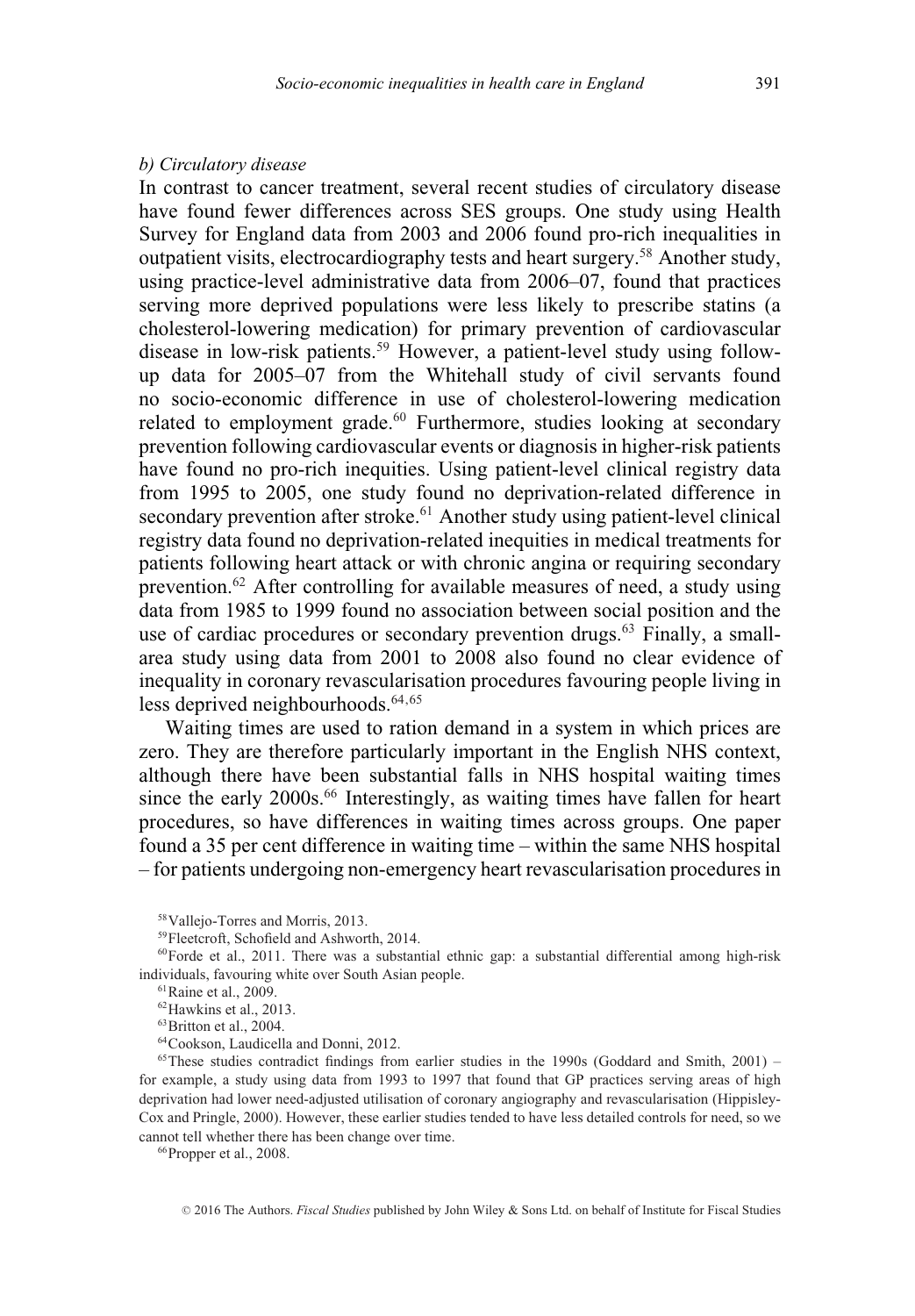*b) Circulatory disease*

In contrast to cancer treatment, several recent studies of circulatory disease have found fewer differences across SES groups. One study using Health Survey for England data from 2003 and 2006 found pro-rich inequalities in outpatient visits, electrocardiography tests and heart surgery.[58] Another study, using practice-level administrative data from 2006–07, found that practices serving more deprived populations were less likely to prescribe statins (a cholesterol-lowering medication) for primary prevention of cardiovascular disease in low-risk patients.[59] However, a patient-level study using follow-up data for 2005–07 from the Whitehall study of civil servants found no socio-economic difference in use of cholesterol-lowering medication related to employment grade.[60] Furthermore, studies looking at secondary prevention following cardiovascular events or diagnosis in higher-risk patients have found no pro-rich inequities. Using patient-level clinical registry data from 1995 to 2005, one study found no deprivation-related difference in secondary prevention after stroke.[61] Another study using patient-level clinical registry data found no deprivation-related inequities in medical treatments for patients following heart attack or with chronic angina or requiring secondary prevention.[62] After controlling for available measures of need, a study using data from 1985 to 1999 found no association between social position and the use of cardiac procedures or secondary prevention drugs.[63] Finally, a small-area study using data from 2001 to 2008 also found no clear evidence of inequality in coronary revascularisation procedures favouring people living in less deprived neighbourhoods.[64,65]

Waiting times are used to ration demand in a system in which prices are zero. They are therefore particularly important in the English NHS context, although there have been substantial falls in NHS hospital waiting times since the early 2000s.[66] Interestingly, as waiting times have fallen for heart procedures, so have differences in waiting times across groups. One paper found a 35 per cent difference in waiting time – within the same NHS hospital – for patients undergoing non-emergency heart revascularisation procedures in

[58] Vallejo-Torres and Morris, 2013.

[59] Fleetcroft, Schofield and Ashworth, 2014.

[60] Forde et al., 2011. There was a substantial ethnic gap: a substantial differential among high-risk individuals, favouring white over South Asian people.

[61] Raine et al., 2009.

[62] Hawkins et al., 2013.

[63] Britton et al., 2004.

[64] Cookson, Laudicella and Donni, 2012.

[65] These studies contradict findings from earlier studies in the 1990s (Goddard and Smith, 2001) – for example, a study using data from 1993 to 1997 that found that GP practices serving areas of high deprivation had lower need-adjusted utilisation of coronary angiography and revascularisation (Hippisley-Cox and Pringle, 2000). However, these earlier studies tended to have less detailed controls for need, so we cannot tell whether there has been change over time.

[66] Propper et al., 2008.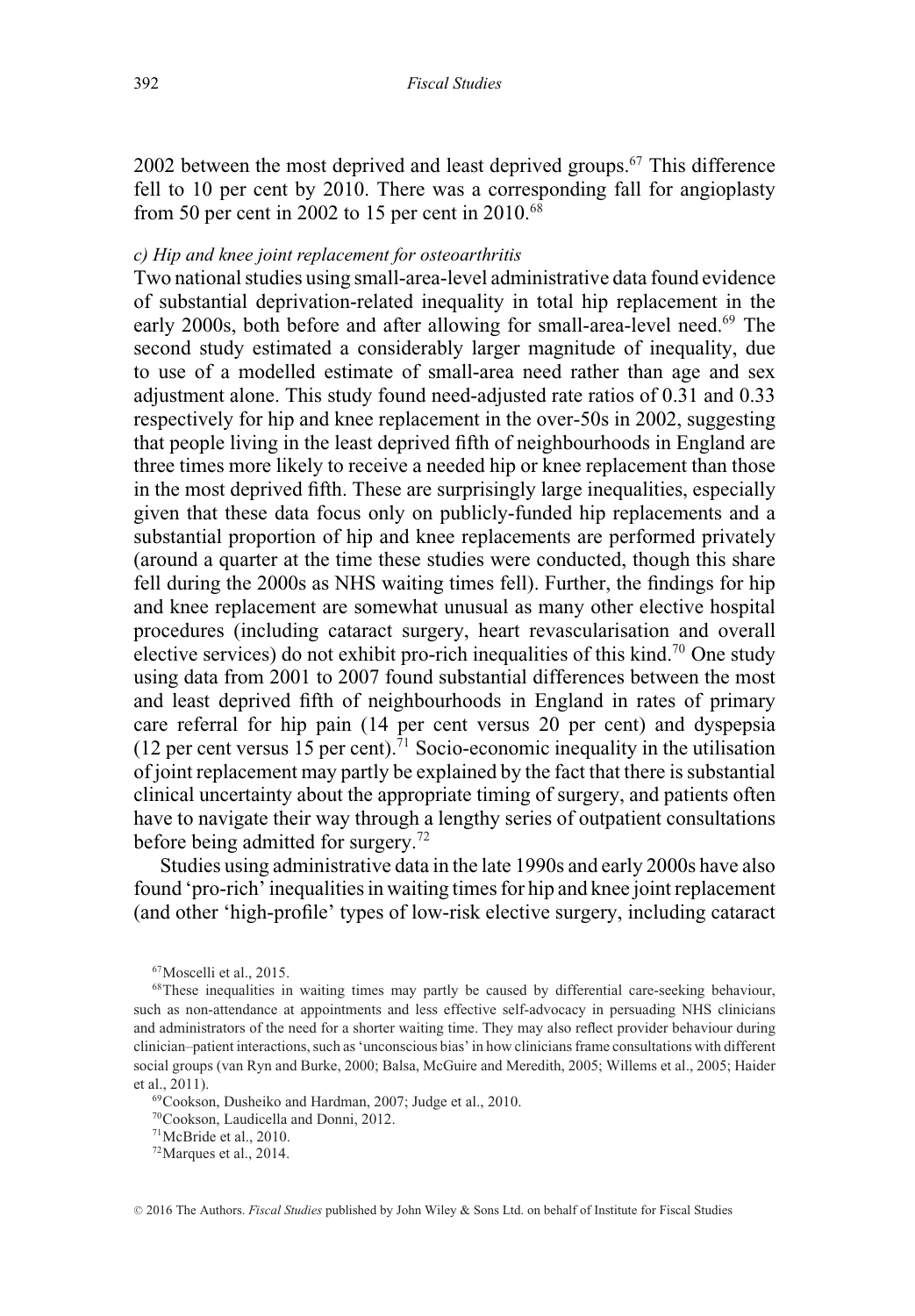2002 between the most deprived and least deprived groups.[67] This difference fell to 10 per cent by 2010. There was a corresponding fall for angioplasty from 50 per cent in 2002 to 15 per cent in 2010.[68]

*c) Hip and knee joint replacement for osteoarthritis*

Two national studies using small-area-level administrative data found evidence of substantial deprivation-related inequality in total hip replacement in the early 2000s, both before and after allowing for small-area-level need.[69] The second study estimated a considerably larger magnitude of inequality, due to use of a modelled estimate of small-area need rather than age and sex adjustment alone. This study found need-adjusted rate ratios of 0.31 and 0.33 respectively for hip and knee replacement in the over-50s in 2002, suggesting that people living in the least deprived fifth of neighbourhoods in England are three times more likely to receive a needed hip or knee replacement than those in the most deprived fifth. These are surprisingly large inequalities, especially given that these data focus only on publicly-funded hip replacements and a substantial proportion of hip and knee replacements are performed privately (around a quarter at the time these studies were conducted, though this share fell during the 2000s as NHS waiting times fell). Further, the findings for hip and knee replacement are somewhat unusual as many other elective hospital procedures (including cataract surgery, heart revascularisation and overall elective services) do not exhibit pro-rich inequalities of this kind.[70] One study using data from 2001 to 2007 found substantial differences between the most and least deprived fifth of neighbourhoods in England in rates of primary care referral for hip pain (14 per cent versus 20 per cent) and dyspepsia (12 per cent versus 15 per cent).[71] Socio-economic inequality in the utilisation of joint replacement may partly be explained by the fact that there is substantial clinical uncertainty about the appropriate timing of surgery, and patients often have to navigate their way through a lengthy series of outpatient consultations before being admitted for surgery.[72]

Studies using administrative data in the late 1990s and early 2000s have also found 'pro-rich' inequalities in waiting times for hip and knee joint replacement (and other 'high-profile' types of low-risk elective surgery, including cataract

[67] Moscelli et al., 2015.

[68] These inequalities in waiting times may partly be caused by differential care-seeking behaviour, such as non-attendance at appointments and less effective self-advocacy in persuading NHS clinicians and administrators of the need for a shorter waiting time. They may also reflect provider behaviour during clinician–patient interactions, such as 'unconscious bias' in how clinicians frame consultations with different social groups (van Ryn and Burke, 2000; Balsa, McGuire and Meredith, 2005; Willems et al., 2005; Haider et al., 2011).

[69] Cookson, Dusheiko and Hardman, 2007; Judge et al., 2010.

[70] Cookson, Laudicella and Donni, 2012.

[71] McBride et al., 2010.

[72] Marques et al., 2014.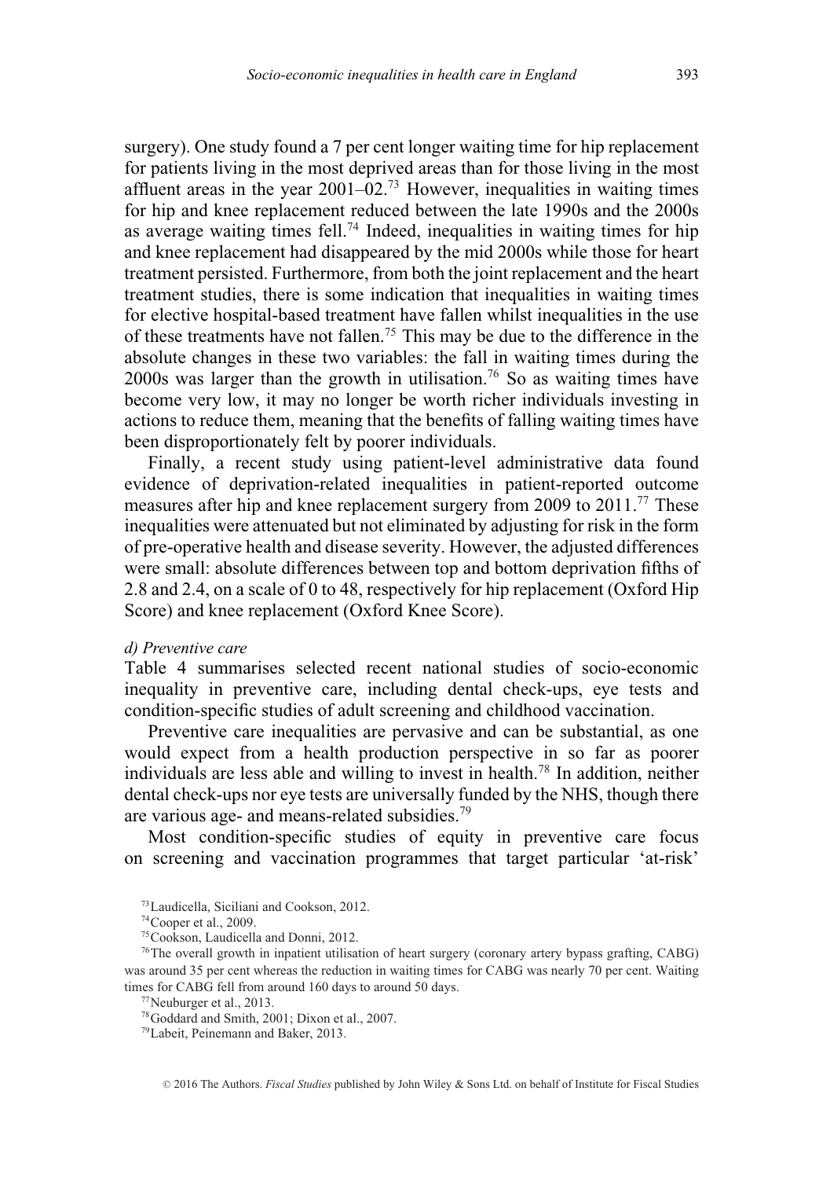surgery). One study found a 7 per cent longer waiting time for hip replacement for patients living in the most deprived areas than for those living in the most affluent areas in the year 2001–02.[73] However, inequalities in waiting times for hip and knee replacement reduced between the late 1990s and the 2000s as average waiting times fell.[74] Indeed, inequalities in waiting times for hip and knee replacement had disappeared by the mid 2000s while those for heart treatment persisted. Furthermore, from both the joint replacement and the heart treatment studies, there is some indication that inequalities in waiting times for elective hospital-based treatment have fallen whilst inequalities in the use of these treatments have not fallen.[75] This may be due to the difference in the absolute changes in these two variables: the fall in waiting times during the 2000s was larger than the growth in utilisation.[76] So as waiting times have become very low, it may no longer be worth richer individuals investing in actions to reduce them, meaning that the benefits of falling waiting times have been disproportionately felt by poorer individuals.

Finally, a recent study using patient-level administrative data found evidence of deprivation-related inequalities in patient-reported outcome measures after hip and knee replacement surgery from 2009 to 2011.[77] These inequalities were attenuated but not eliminated by adjusting for risk in the form of pre-operative health and disease severity. However, the adjusted differences were small: absolute differences between top and bottom deprivation fifths of 2.8 and 2.4, on a scale of 0 to 48, respectively for hip replacement (Oxford Hip Score) and knee replacement (Oxford Knee Score).

*d) Preventive care*

Table 4 summarises selected recent national studies of socio-economic inequality in preventive care, including dental check-ups, eye tests and condition-specific studies of adult screening and childhood vaccination.

Preventive care inequalities are pervasive and can be substantial, as one would expect from a health production perspective in so far as poorer individuals are less able and willing to invest in health.[78] In addition, neither dental check-ups nor eye tests are universally funded by the NHS, though there are various age- and means-related subsidies.[79]

Most condition-specific studies of equity in preventive care focus on screening and vaccination programmes that target particular 'at-risk'

[73] Laudicella, Siciliani and Cookson, 2012.

[74] Cooper et al., 2009.

[75] Cookson, Laudicella and Donni, 2012.

[76] The overall growth in inpatient utilisation of heart surgery (coronary artery bypass grafting, CABG) was around 35 per cent whereas the reduction in waiting times for CABG was nearly 70 per cent. Waiting times for CABG fell from around 160 days to around 50 days.

[77] Neuburger et al., 2013.

[78] Goddard and Smith, 2001; Dixon et al., 2007.

[79] Labeit, Peinemann and Baker, 2013.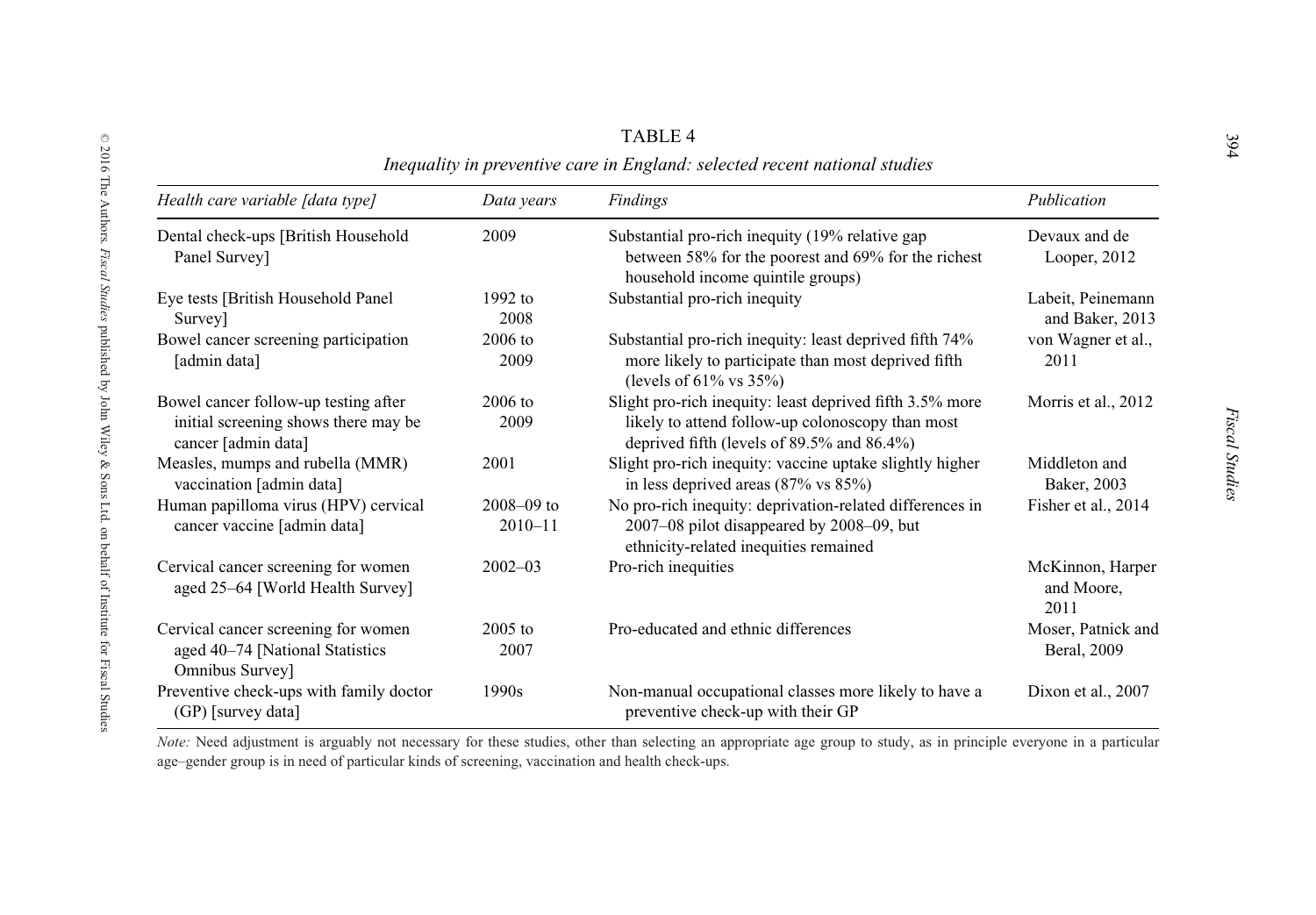TABLE 4

*Inequality in preventive care in England: selected recent national studies*

| *Health care variable [data type]* | *Data years* | *Findings* | *Publication* |
|---|---|---|---|
| Dental check-ups [British Household Panel Survey] | 2009 | Substantial pro-rich inequity (19% relative gap between 58% for the poorest and 69% for the richest household income quintile groups) | Devaux and de Looper, 2012 |
| Eye tests [British Household Panel Survey] | 1992 to 2008 | Substantial pro-rich inequity | Labeit, Peinemann and Baker, 2013 |
| Bowel cancer screening participation [admin data] | 2006 to 2009 | Substantial pro-rich inequity: least deprived fifth 74% more likely to participate than most deprived fifth (levels of 61% vs 35%) | von Wagner et al., 2011 |
| Bowel cancer follow-up testing after initial screening shows there may be cancer [admin data] | 2006 to 2009 | Slight pro-rich inequity: least deprived fifth 3.5% more likely to attend follow-up colonoscopy than most deprived fifth (levels of 89.5% and 86.4%) | Morris et al., 2012 |
| Measles, mumps and rubella (MMR) vaccination [admin data] | 2001 | Slight pro-rich inequity: vaccine uptake slightly higher in less deprived areas (87% vs 85%) | Middleton and Baker, 2003 |
| Human papilloma virus (HPV) cervical cancer vaccine [admin data] | 2008–09 to 2010–11 | No pro-rich inequity: deprivation-related differences in 2007–08 pilot disappeared by 2008–09, but ethnicity-related inequities remained | Fisher et al., 2014 |
| Cervical cancer screening for women aged 25–64 [World Health Survey] | 2002–03 | Pro-rich inequities | McKinnon, Harper and Moore, 2011 |
| Cervical cancer screening for women aged 40–74 [National Statistics Omnibus Survey] | 2005 to 2007 | Pro-educated and ethnic differences | Moser, Patnick and Beral, 2009 |
| Preventive check-ups with family doctor (GP) [survey data] | 1990s | Non-manual occupational classes more likely to have a preventive check-up with their GP | Dixon et al., 2007 |

*Note:* Need adjustment is arguably not necessary for these studies, other than selecting an appropriate age group to study, as in principle everyone in a particular age–gender group is in need of particular kinds of screening, vaccination and health check-ups.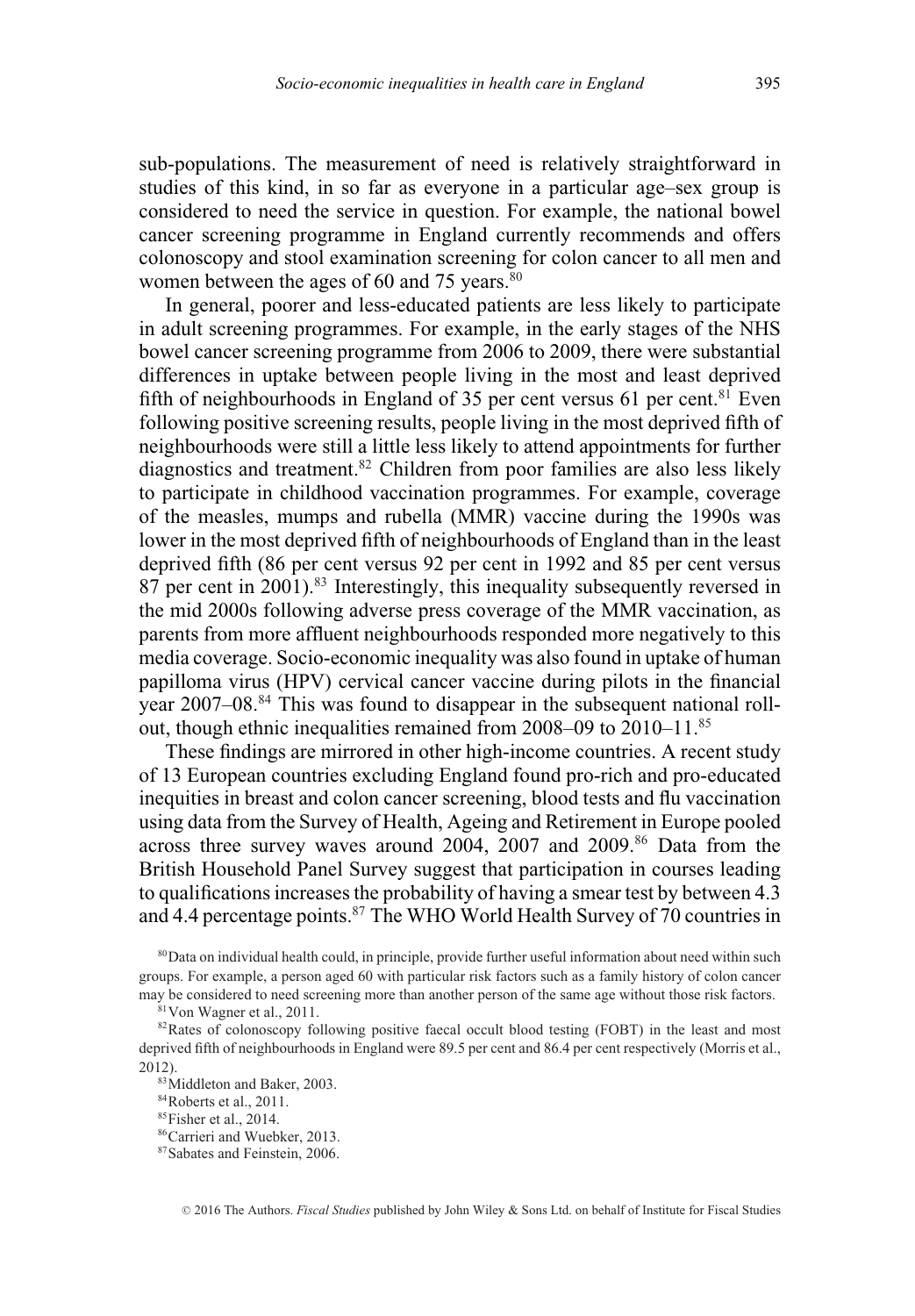sub-populations. The measurement of need is relatively straightforward in studies of this kind, in so far as everyone in a particular age–sex group is considered to need the service in question. For example, the national bowel cancer screening programme in England currently recommends and offers colonoscopy and stool examination screening for colon cancer to all men and women between the ages of 60 and 75 years.[80]

In general, poorer and less-educated patients are less likely to participate in adult screening programmes. For example, in the early stages of the NHS bowel cancer screening programme from 2006 to 2009, there were substantial differences in uptake between people living in the most and least deprived fifth of neighbourhoods in England of 35 per cent versus 61 per cent.[81] Even following positive screening results, people living in the most deprived fifth of neighbourhoods were still a little less likely to attend appointments for further diagnostics and treatment.[82] Children from poor families are also less likely to participate in childhood vaccination programmes. For example, coverage of the measles, mumps and rubella (MMR) vaccine during the 1990s was lower in the most deprived fifth of neighbourhoods of England than in the least deprived fifth (86 per cent versus 92 per cent in 1992 and 85 per cent versus 87 per cent in 2001).[83] Interestingly, this inequality subsequently reversed in the mid 2000s following adverse press coverage of the MMR vaccination, as parents from more affluent neighbourhoods responded more negatively to this media coverage. Socio-economic inequality was also found in uptake of human papilloma virus (HPV) cervical cancer vaccine during pilots in the financial year 2007–08.[84] This was found to disappear in the subsequent national roll-out, though ethnic inequalities remained from 2008–09 to 2010–11.[85]

These findings are mirrored in other high-income countries. A recent study of 13 European countries excluding England found pro-rich and pro-educated inequities in breast and colon cancer screening, blood tests and flu vaccination using data from the Survey of Health, Ageing and Retirement in Europe pooled across three survey waves around 2004, 2007 and 2009.[86] Data from the British Household Panel Survey suggest that participation in courses leading to qualifications increases the probability of having a smear test by between 4.3 and 4.4 percentage points.[87] The WHO World Health Survey of 70 countries in

[80] Data on individual health could, in principle, provide further useful information about need within such groups. For example, a person aged 60 with particular risk factors such as a family history of colon cancer may be considered to need screening more than another person of the same age without those risk factors.

[81] Von Wagner et al., 2011.

[82] Rates of colonoscopy following positive faecal occult blood testing (FOBT) in the least and most deprived fifth of neighbourhoods in England were 89.5 per cent and 86.4 per cent respectively (Morris et al., 2012).

[83] Middleton and Baker, 2003.

[84] Roberts et al., 2011.

[85] Fisher et al., 2014.

[86] Carrieri and Wuebker, 2013.

[87] Sabates and Feinstein, 2006.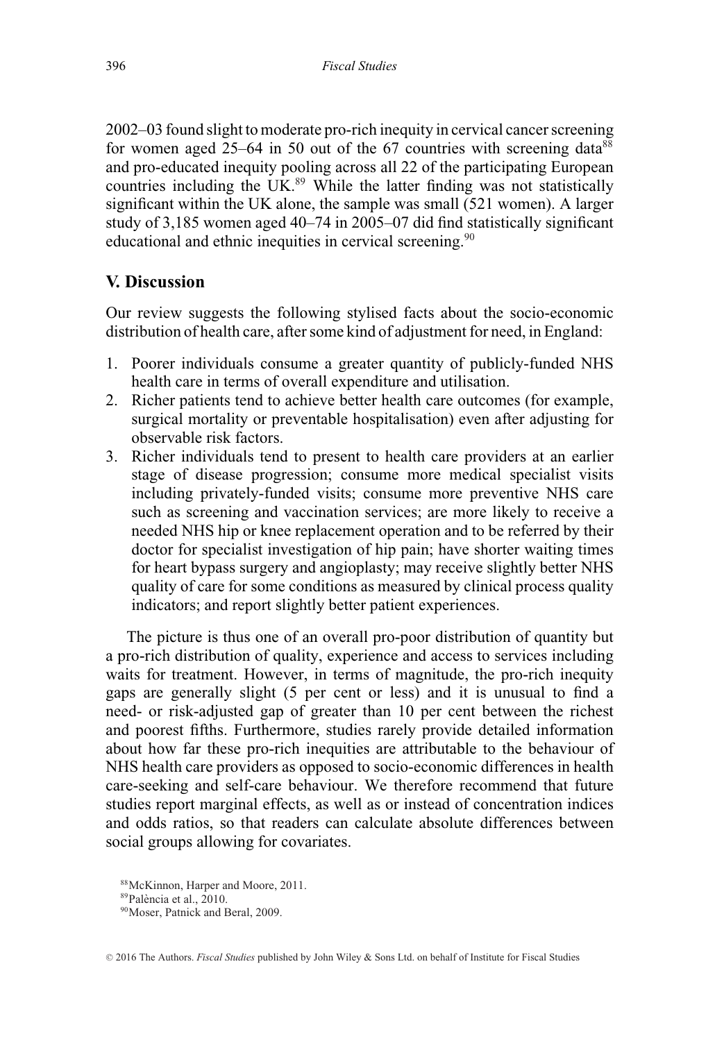2002–03 found slight to moderate pro-rich inequity in cervical cancer screening for women aged 25–64 in 50 out of the 67 countries with screening data[88] and pro-educated inequity pooling across all 22 of the participating European countries including the UK.[89] While the latter finding was not statistically significant within the UK alone, the sample was small (521 women). A larger study of 3,185 women aged 40–74 in 2005–07 did find statistically significant educational and ethnic inequities in cervical screening.[90]

## V. Discussion

Our review suggests the following stylised facts about the socio-economic distribution of health care, after some kind of adjustment for need, in England:

1. Poorer individuals consume a greater quantity of publicly-funded NHS health care in terms of overall expenditure and utilisation.
2. Richer patients tend to achieve better health care outcomes (for example, surgical mortality or preventable hospitalisation) even after adjusting for observable risk factors.
3. Richer individuals tend to present to health care providers at an earlier stage of disease progression; consume more medical specialist visits including privately-funded visits; consume more preventive NHS care such as screening and vaccination services; are more likely to receive a needed NHS hip or knee replacement operation and to be referred by their doctor for specialist investigation of hip pain; have shorter waiting times for heart bypass surgery and angioplasty; may receive slightly better NHS quality of care for some conditions as measured by clinical process quality indicators; and report slightly better patient experiences.

The picture is thus one of an overall pro-poor distribution of quantity but a pro-rich distribution of quality, experience and access to services including waits for treatment. However, in terms of magnitude, the pro-rich inequity gaps are generally slight (5 per cent or less) and it is unusual to find a need- or risk-adjusted gap of greater than 10 per cent between the richest and poorest fifths. Furthermore, studies rarely provide detailed information about how far these pro-rich inequities are attributable to the behaviour of NHS health care providers as opposed to socio-economic differences in health care-seeking and self-care behaviour. We therefore recommend that future studies report marginal effects, as well as or instead of concentration indices and odds ratios, so that readers can calculate absolute differences between social groups allowing for covariates.

[88] McKinnon, Harper and Moore, 2011.

[89] Palència et al., 2010.

[90] Moser, Patnick and Beral, 2009.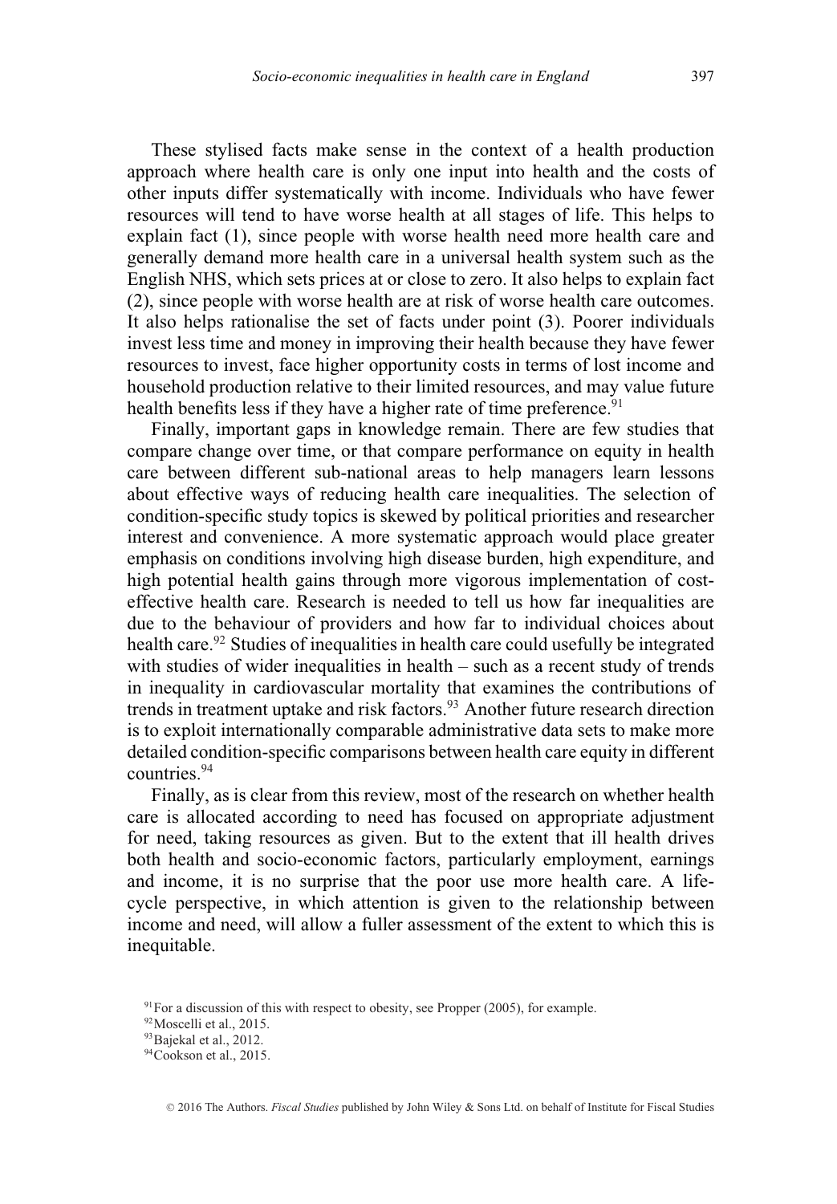These stylised facts make sense in the context of a health production approach where health care is only one input into health and the costs of other inputs differ systematically with income. Individuals who have fewer resources will tend to have worse health at all stages of life. This helps to explain fact (1), since people with worse health need more health care and generally demand more health care in a universal health system such as the English NHS, which sets prices at or close to zero. It also helps to explain fact (2), since people with worse health are at risk of worse health care outcomes. It also helps rationalise the set of facts under point (3). Poorer individuals invest less time and money in improving their health because they have fewer resources to invest, face higher opportunity costs in terms of lost income and household production relative to their limited resources, and may value future health benefits less if they have a higher rate of time preference.[91]

Finally, important gaps in knowledge remain. There are few studies that compare change over time, or that compare performance on equity in health care between different sub-national areas to help managers learn lessons about effective ways of reducing health care inequalities. The selection of condition-specific study topics is skewed by political priorities and researcher interest and convenience. A more systematic approach would place greater emphasis on conditions involving high disease burden, high expenditure, and high potential health gains through more vigorous implementation of cost-effective health care. Research is needed to tell us how far inequalities are due to the behaviour of providers and how far to individual choices about health care.[92] Studies of inequalities in health care could usefully be integrated with studies of wider inequalities in health – such as a recent study of trends in inequality in cardiovascular mortality that examines the contributions of trends in treatment uptake and risk factors.[93] Another future research direction is to exploit internationally comparable administrative data sets to make more detailed condition-specific comparisons between health care equity in different countries.[94]

Finally, as is clear from this review, most of the research on whether health care is allocated according to need has focused on appropriate adjustment for need, taking resources as given. But to the extent that ill health drives both health and socio-economic factors, particularly employment, earnings and income, it is no surprise that the poor use more health care. A life-cycle perspective, in which attention is given to the relationship between income and need, will allow a fuller assessment of the extent to which this is inequitable.

[91] For a discussion of this with respect to obesity, see Propper (2005), for example.

[92] Moscelli et al., 2015.

[93] Bajekal et al., 2012.

[94] Cookson et al., 2015.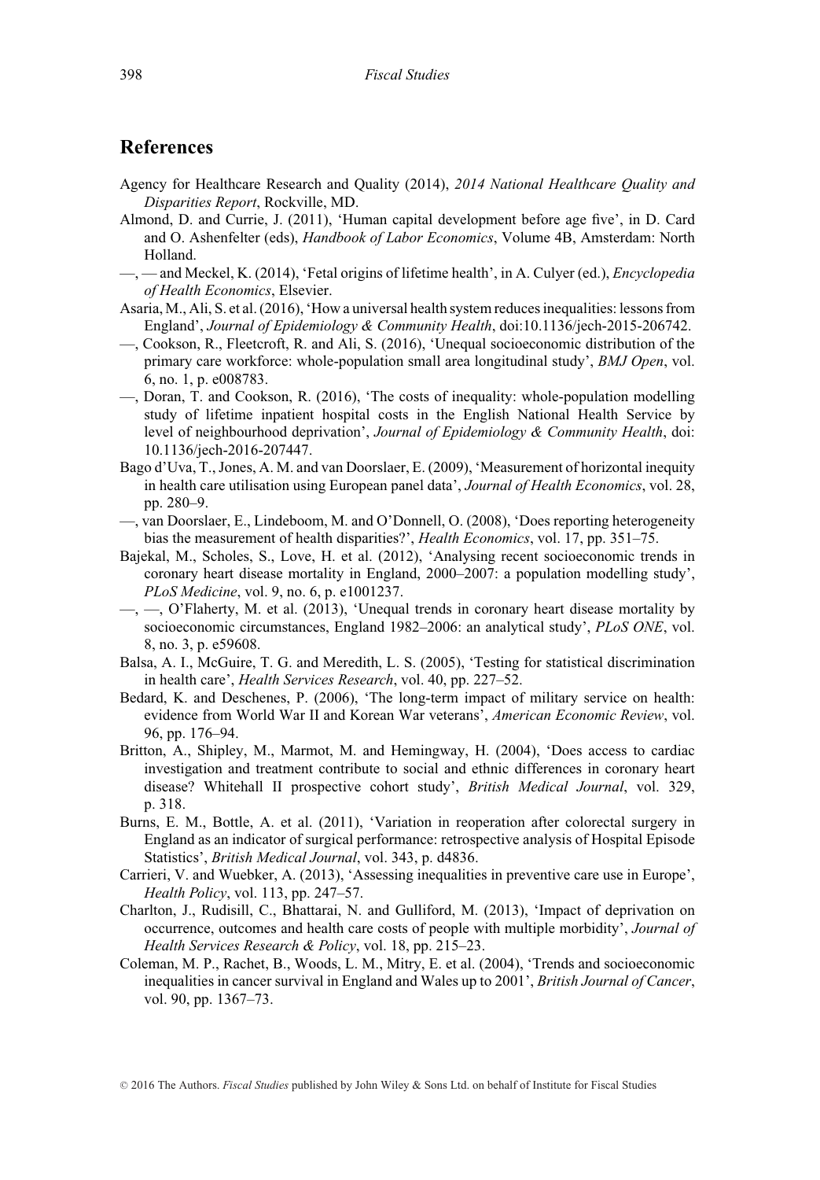## References

Agency for Healthcare Research and Quality (2014), *2014 National Healthcare Quality and Disparities Report*, Rockville, MD.

Almond, D. and Currie, J. (2011), 'Human capital development before age five', in D. Card and O. Ashenfelter (eds), *Handbook of Labor Economics*, Volume 4B, Amsterdam: North Holland.

—, — and Meckel, K. (2014), 'Fetal origins of lifetime health', in A. Culyer (ed.), *Encyclopedia of Health Economics*, Elsevier.

Asaria, M., Ali, S. et al. (2016), 'How a universal health system reduces inequalities: lessons from England', *Journal of Epidemiology & Community Health*, doi:10.1136/jech-2015-206742.

—, Cookson, R., Fleetcroft, R. and Ali, S. (2016), 'Unequal socioeconomic distribution of the primary care workforce: whole-population small area longitudinal study', *BMJ Open*, vol. 6, no. 1, p. e008783.

—, Doran, T. and Cookson, R. (2016), 'The costs of inequality: whole-population modelling study of lifetime inpatient hospital costs in the English National Health Service by level of neighbourhood deprivation', *Journal of Epidemiology & Community Health*, doi: 10.1136/jech-2016-207447.

Bago d'Uva, T., Jones, A. M. and van Doorslaer, E. (2009), 'Measurement of horizontal inequity in health care utilisation using European panel data', *Journal of Health Economics*, vol. 28, pp. 280–9.

—, van Doorslaer, E., Lindeboom, M. and O'Donnell, O. (2008), 'Does reporting heterogeneity bias the measurement of health disparities?', *Health Economics*, vol. 17, pp. 351–75.

Bajekal, M., Scholes, S., Love, H. et al. (2012), 'Analysing recent socioeconomic trends in coronary heart disease mortality in England, 2000–2007: a population modelling study', *PLoS Medicine*, vol. 9, no. 6, p. e1001237.

—, —, O'Flaherty, M. et al. (2013), 'Unequal trends in coronary heart disease mortality by socioeconomic circumstances, England 1982–2006: an analytical study', *PLoS ONE*, vol. 8, no. 3, p. e59608.

Balsa, A. I., McGuire, T. G. and Meredith, L. S. (2005), 'Testing for statistical discrimination in health care', *Health Services Research*, vol. 40, pp. 227–52.

Bedard, K. and Deschenes, P. (2006), 'The long-term impact of military service on health: evidence from World War II and Korean War veterans', *American Economic Review*, vol. 96, pp. 176–94.

Britton, A., Shipley, M., Marmot, M. and Hemingway, H. (2004), 'Does access to cardiac investigation and treatment contribute to social and ethnic differences in coronary heart disease? Whitehall II prospective cohort study', *British Medical Journal*, vol. 329, p. 318.

Burns, E. M., Bottle, A. et al. (2011), 'Variation in reoperation after colorectal surgery in England as an indicator of surgical performance: retrospective analysis of Hospital Episode Statistics', *British Medical Journal*, vol. 343, p. d4836.

Carrieri, V. and Wuebker, A. (2013), 'Assessing inequalities in preventive care use in Europe', *Health Policy*, vol. 113, pp. 247–57.

Charlton, J., Rudisill, C., Bhattarai, N. and Gulliford, M. (2013), 'Impact of deprivation on occurrence, outcomes and health care costs of people with multiple morbidity', *Journal of Health Services Research & Policy*, vol. 18, pp. 215–23.

Coleman, M. P., Rachet, B., Woods, L. M., Mitry, E. et al. (2004), 'Trends and socioeconomic inequalities in cancer survival in England and Wales up to 2001', *British Journal of Cancer*, vol. 90, pp. 1367–73.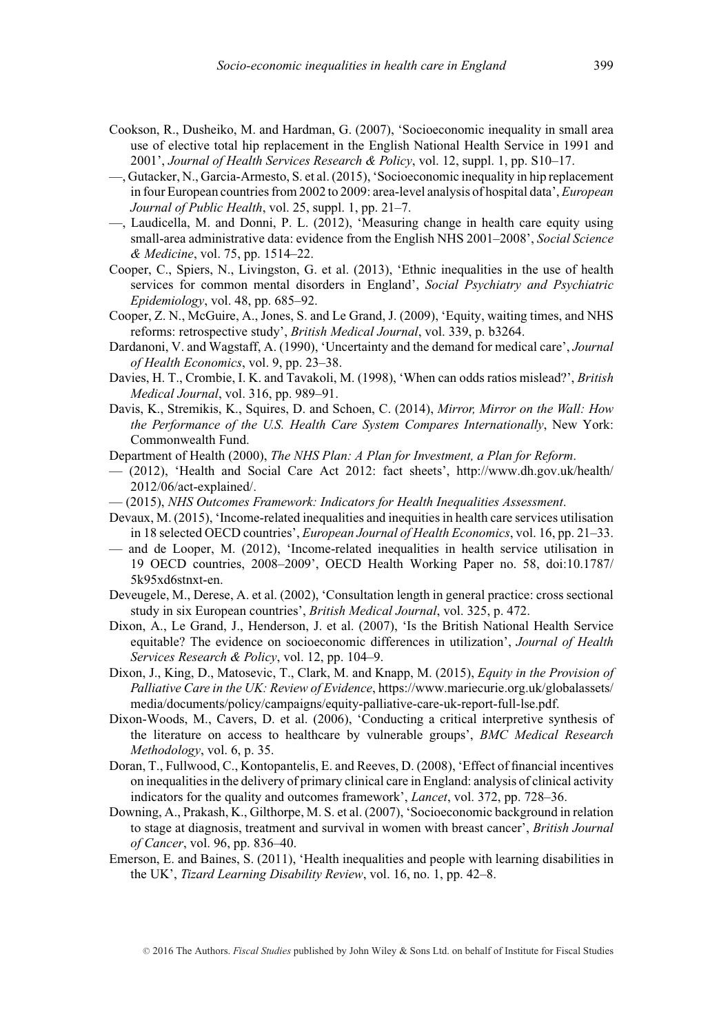Cookson, R., Dusheiko, M. and Hardman, G. (2007), 'Socioeconomic inequality in small area use of elective total hip replacement in the English National Health Service in 1991 and 2001', *Journal of Health Services Research & Policy*, vol. 12, suppl. 1, pp. S10–17.

—, Gutacker, N., Garcia-Armesto, S. et al. (2015), 'Socioeconomic inequality in hip replacement in four European countries from 2002 to 2009: area-level analysis of hospital data', *European Journal of Public Health*, vol. 25, suppl. 1, pp. 21–7.

—, Laudicella, M. and Donni, P. L. (2012), 'Measuring change in health care equity using small-area administrative data: evidence from the English NHS 2001–2008', *Social Science & Medicine*, vol. 75, pp. 1514–22.

Cooper, C., Spiers, N., Livingston, G. et al. (2013), 'Ethnic inequalities in the use of health services for common mental disorders in England', *Social Psychiatry and Psychiatric Epidemiology*, vol. 48, pp. 685–92.

Cooper, Z. N., McGuire, A., Jones, S. and Le Grand, J. (2009), 'Equity, waiting times, and NHS reforms: retrospective study', *British Medical Journal*, vol. 339, p. b3264.

Dardanoni, V. and Wagstaff, A. (1990), 'Uncertainty and the demand for medical care', *Journal of Health Economics*, vol. 9, pp. 23–38.

Davies, H. T., Crombie, I. K. and Tavakoli, M. (1998), 'When can odds ratios mislead?', *British Medical Journal*, vol. 316, pp. 989–91.

Davis, K., Stremikis, K., Squires, D. and Schoen, C. (2014), *Mirror, Mirror on the Wall: How the Performance of the U.S. Health Care System Compares Internationally*, New York: Commonwealth Fund.

Department of Health (2000), *The NHS Plan: A Plan for Investment, a Plan for Reform*.

— (2012), 'Health and Social Care Act 2012: fact sheets', http://www.dh.gov.uk/health/2012/06/act-explained/.

— (2015), *NHS Outcomes Framework: Indicators for Health Inequalities Assessment*.

Devaux, M. (2015), 'Income-related inequalities and inequities in health care services utilisation in 18 selected OECD countries', *European Journal of Health Economics*, vol. 16, pp. 21–33.

— and de Looper, M. (2012), 'Income-related inequalities in health service utilisation in 19 OECD countries, 2008–2009', OECD Health Working Paper no. 58, doi:10.1787/5k95xd6stnxt-en.

Deveugele, M., Derese, A. et al. (2002), 'Consultation length in general practice: cross sectional study in six European countries', *British Medical Journal*, vol. 325, p. 472.

Dixon, A., Le Grand, J., Henderson, J. et al. (2007), 'Is the British National Health Service equitable? The evidence on socioeconomic differences in utilization', *Journal of Health Services Research & Policy*, vol. 12, pp. 104–9.

Dixon, J., King, D., Matosevic, T., Clark, M. and Knapp, M. (2015), *Equity in the Provision of Palliative Care in the UK: Review of Evidence*, https://www.mariecurie.org.uk/globalassets/media/documents/policy/campaigns/equity-palliative-care-uk-report-full-lse.pdf.

Dixon-Woods, M., Cavers, D. et al. (2006), 'Conducting a critical interpretive synthesis of the literature on access to healthcare by vulnerable groups', *BMC Medical Research Methodology*, vol. 6, p. 35.

Doran, T., Fullwood, C., Kontopantelis, E. and Reeves, D. (2008), 'Effect of financial incentives on inequalities in the delivery of primary clinical care in England: analysis of clinical activity indicators for the quality and outcomes framework', *Lancet*, vol. 372, pp. 728–36.

Downing, A., Prakash, K., Gilthorpe, M. S. et al. (2007), 'Socioeconomic background in relation to stage at diagnosis, treatment and survival in women with breast cancer', *British Journal of Cancer*, vol. 96, pp. 836–40.

Emerson, E. and Baines, S. (2011), 'Health inequalities and people with learning disabilities in the UK', *Tizard Learning Disability Review*, vol. 16, no. 1, pp. 42–8.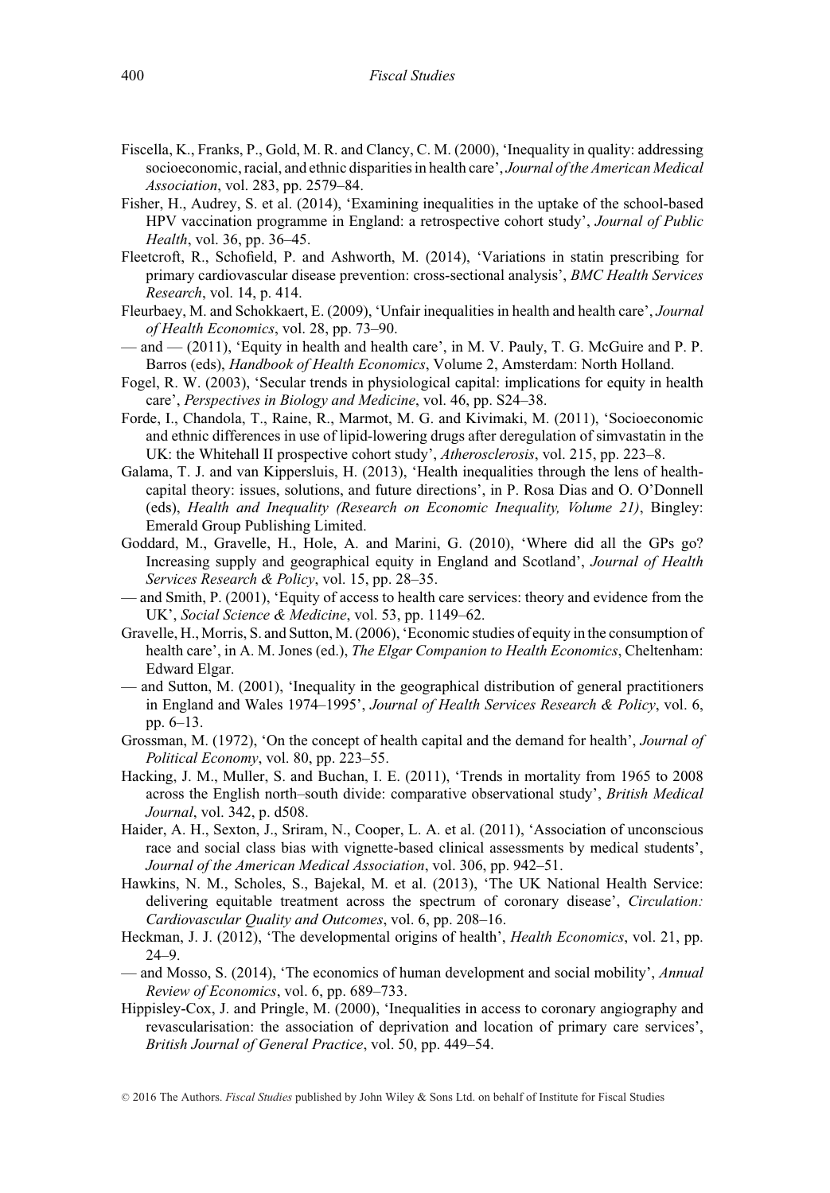Fiscella, K., Franks, P., Gold, M. R. and Clancy, C. M. (2000), 'Inequality in quality: addressing socioeconomic, racial, and ethnic disparities in health care', *Journal of the American Medical Association*, vol. 283, pp. 2579–84.

Fisher, H., Audrey, S. et al. (2014), 'Examining inequalities in the uptake of the school-based HPV vaccination programme in England: a retrospective cohort study', *Journal of Public Health*, vol. 36, pp. 36–45.

Fleetcroft, R., Schofield, P. and Ashworth, M. (2014), 'Variations in statin prescribing for primary cardiovascular disease prevention: cross-sectional analysis', *BMC Health Services Research*, vol. 14, p. 414.

Fleurbaey, M. and Schokkaert, E. (2009), 'Unfair inequalities in health and health care', *Journal of Health Economics*, vol. 28, pp. 73–90.

— and — (2011), 'Equity in health and health care', in M. V. Pauly, T. G. McGuire and P. P. Barros (eds), *Handbook of Health Economics*, Volume 2, Amsterdam: North Holland.

Fogel, R. W. (2003), 'Secular trends in physiological capital: implications for equity in health care', *Perspectives in Biology and Medicine*, vol. 46, pp. S24–38.

Forde, I., Chandola, T., Raine, R., Marmot, M. G. and Kivimaki, M. (2011), 'Socioeconomic and ethnic differences in use of lipid-lowering drugs after deregulation of simvastatin in the UK: the Whitehall II prospective cohort study', *Atherosclerosis*, vol. 215, pp. 223–8.

Galama, T. J. and van Kippersluis, H. (2013), 'Health inequalities through the lens of health-capital theory: issues, solutions, and future directions', in P. Rosa Dias and O. O'Donnell (eds), *Health and Inequality (Research on Economic Inequality, Volume 21)*, Bingley: Emerald Group Publishing Limited.

Goddard, M., Gravelle, H., Hole, A. and Marini, G. (2010), 'Where did all the GPs go? Increasing supply and geographical equity in England and Scotland', *Journal of Health Services Research & Policy*, vol. 15, pp. 28–35.

— and Smith, P. (2001), 'Equity of access to health care services: theory and evidence from the UK', *Social Science & Medicine*, vol. 53, pp. 1149–62.

Gravelle, H., Morris, S. and Sutton, M. (2006), 'Economic studies of equity in the consumption of health care', in A. M. Jones (ed.), *The Elgar Companion to Health Economics*, Cheltenham: Edward Elgar.

— and Sutton, M. (2001), 'Inequality in the geographical distribution of general practitioners in England and Wales 1974–1995', *Journal of Health Services Research & Policy*, vol. 6, pp. 6–13.

Grossman, M. (1972), 'On the concept of health capital and the demand for health', *Journal of Political Economy*, vol. 80, pp. 223–55.

Hacking, J. M., Muller, S. and Buchan, I. E. (2011), 'Trends in mortality from 1965 to 2008 across the English north–south divide: comparative observational study', *British Medical Journal*, vol. 342, p. d508.

Haider, A. H., Sexton, J., Sriram, N., Cooper, L. A. et al. (2011), 'Association of unconscious race and social class bias with vignette-based clinical assessments by medical students', *Journal of the American Medical Association*, vol. 306, pp. 942–51.

Hawkins, N. M., Scholes, S., Bajekal, M. et al. (2013), 'The UK National Health Service: delivering equitable treatment across the spectrum of coronary disease', *Circulation: Cardiovascular Quality and Outcomes*, vol. 6, pp. 208–16.

Heckman, J. J. (2012), 'The developmental origins of health', *Health Economics*, vol. 21, pp. 24–9.

— and Mosso, S. (2014), 'The economics of human development and social mobility', *Annual Review of Economics*, vol. 6, pp. 689–733.

Hippisley-Cox, J. and Pringle, M. (2000), 'Inequalities in access to coronary angiography and revascularisation: the association of deprivation and location of primary care services', *British Journal of General Practice*, vol. 50, pp. 449–54.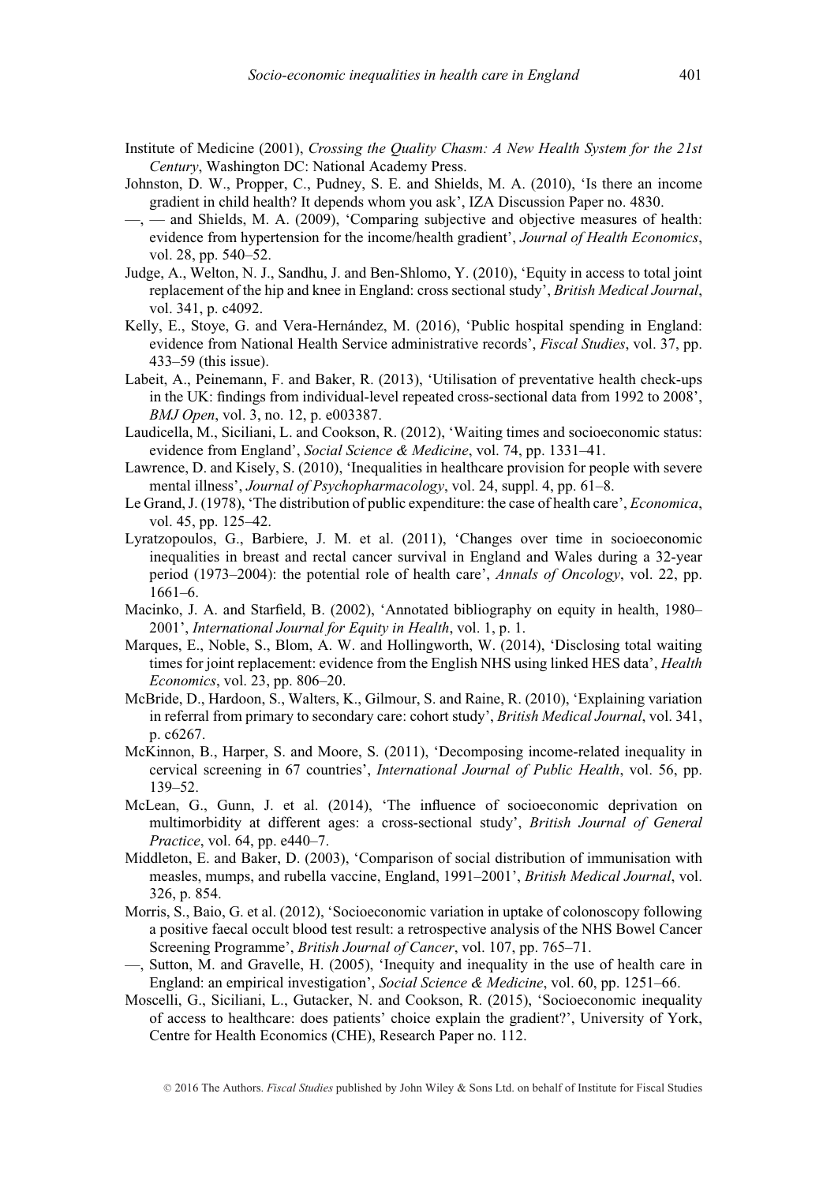Institute of Medicine (2001), *Crossing the Quality Chasm: A New Health System for the 21st Century*, Washington DC: National Academy Press.

Johnston, D. W., Propper, C., Pudney, S. E. and Shields, M. A. (2010), 'Is there an income gradient in child health? It depends whom you ask', IZA Discussion Paper no. 4830.

—, — and Shields, M. A. (2009), 'Comparing subjective and objective measures of health: evidence from hypertension for the income/health gradient', *Journal of Health Economics*, vol. 28, pp. 540–52.

Judge, A., Welton, N. J., Sandhu, J. and Ben-Shlomo, Y. (2010), 'Equity in access to total joint replacement of the hip and knee in England: cross sectional study', *British Medical Journal*, vol. 341, p. c4092.

Kelly, E., Stoye, G. and Vera-Hernández, M. (2016), 'Public hospital spending in England: evidence from National Health Service administrative records', *Fiscal Studies*, vol. 37, pp. 433–59 (this issue).

Labeit, A., Peinemann, F. and Baker, R. (2013), 'Utilisation of preventative health check-ups in the UK: findings from individual-level repeated cross-sectional data from 1992 to 2008', *BMJ Open*, vol. 3, no. 12, p. e003387.

Laudicella, M., Siciliani, L. and Cookson, R. (2012), 'Waiting times and socioeconomic status: evidence from England', *Social Science & Medicine*, vol. 74, pp. 1331–41.

Lawrence, D. and Kisely, S. (2010), 'Inequalities in healthcare provision for people with severe mental illness', *Journal of Psychopharmacology*, vol. 24, suppl. 4, pp. 61–8.

Le Grand, J. (1978), 'The distribution of public expenditure: the case of health care', *Economica*, vol. 45, pp. 125–42.

Lyratzopoulos, G., Barbiere, J. M. et al. (2011), 'Changes over time in socioeconomic inequalities in breast and rectal cancer survival in England and Wales during a 32-year period (1973–2004): the potential role of health care', *Annals of Oncology*, vol. 22, pp. 1661–6.

Macinko, J. A. and Starfield, B. (2002), 'Annotated bibliography on equity in health, 1980–2001', *International Journal for Equity in Health*, vol. 1, p. 1.

Marques, E., Noble, S., Blom, A. W. and Hollingworth, W. (2014), 'Disclosing total waiting times for joint replacement: evidence from the English NHS using linked HES data', *Health Economics*, vol. 23, pp. 806–20.

McBride, D., Hardoon, S., Walters, K., Gilmour, S. and Raine, R. (2010), 'Explaining variation in referral from primary to secondary care: cohort study', *British Medical Journal*, vol. 341, p. c6267.

McKinnon, B., Harper, S. and Moore, S. (2011), 'Decomposing income-related inequality in cervical screening in 67 countries', *International Journal of Public Health*, vol. 56, pp. 139–52.

McLean, G., Gunn, J. et al. (2014), 'The influence of socioeconomic deprivation on multimorbidity at different ages: a cross-sectional study', *British Journal of General Practice*, vol. 64, pp. e440–7.

Middleton, E. and Baker, D. (2003), 'Comparison of social distribution of immunisation with measles, mumps, and rubella vaccine, England, 1991–2001', *British Medical Journal*, vol. 326, p. 854.

Morris, S., Baio, G. et al. (2012), 'Socioeconomic variation in uptake of colonoscopy following a positive faecal occult blood test result: a retrospective analysis of the NHS Bowel Cancer Screening Programme', *British Journal of Cancer*, vol. 107, pp. 765–71.

—, Sutton, M. and Gravelle, H. (2005), 'Inequity and inequality in the use of health care in England: an empirical investigation', *Social Science & Medicine*, vol. 60, pp. 1251–66.

Moscelli, G., Siciliani, L., Gutacker, N. and Cookson, R. (2015), 'Socioeconomic inequality of access to healthcare: does patients' choice explain the gradient?', University of York, Centre for Health Economics (CHE), Research Paper no. 112.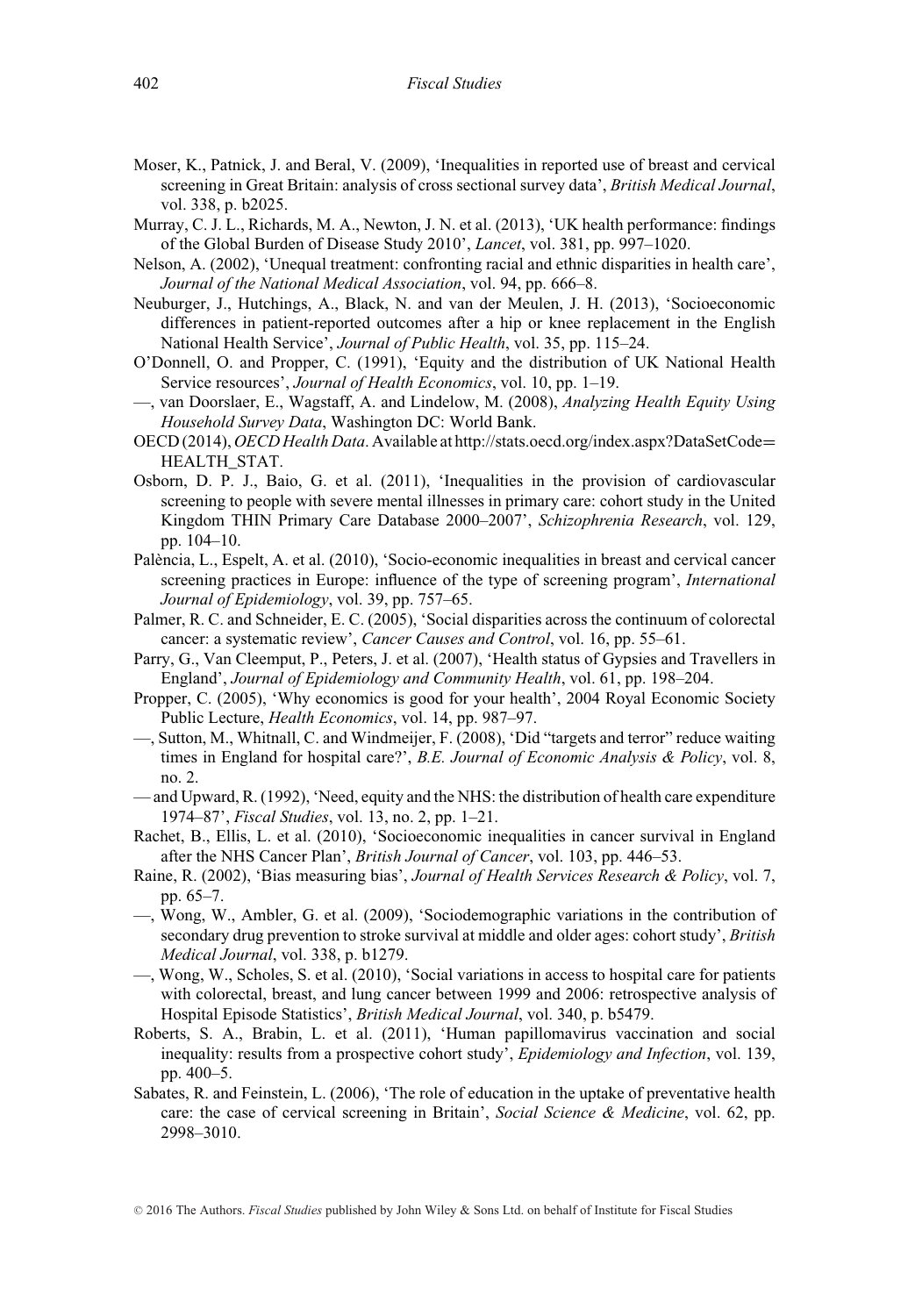Moser, K., Patnick, J. and Beral, V. (2009), 'Inequalities in reported use of breast and cervical screening in Great Britain: analysis of cross sectional survey data', *British Medical Journal*, vol. 338, p. b2025.

Murray, C. J. L., Richards, M. A., Newton, J. N. et al. (2013), 'UK health performance: findings of the Global Burden of Disease Study 2010', *Lancet*, vol. 381, pp. 997–1020.

Nelson, A. (2002), 'Unequal treatment: confronting racial and ethnic disparities in health care', *Journal of the National Medical Association*, vol. 94, pp. 666–8.

Neuburger, J., Hutchings, A., Black, N. and van der Meulen, J. H. (2013), 'Socioeconomic differences in patient-reported outcomes after a hip or knee replacement in the English National Health Service', *Journal of Public Health*, vol. 35, pp. 115–24.

O'Donnell, O. and Propper, C. (1991), 'Equity and the distribution of UK National Health Service resources', *Journal of Health Economics*, vol. 10, pp. 1–19.

—, van Doorslaer, E., Wagstaff, A. and Lindelow, M. (2008), *Analyzing Health Equity Using Household Survey Data*, Washington DC: World Bank.

OECD (2014), *OECD Health Data*. Available at http://stats.oecd.org/index.aspx?DataSetCode=HEALTH_STAT.

Osborn, D. P. J., Baio, G. et al. (2011), 'Inequalities in the provision of cardiovascular screening to people with severe mental illnesses in primary care: cohort study in the United Kingdom THIN Primary Care Database 2000–2007', *Schizophrenia Research*, vol. 129, pp. 104–10.

Palència, L., Espelt, A. et al. (2010), 'Socio-economic inequalities in breast and cervical cancer screening practices in Europe: influence of the type of screening program', *International Journal of Epidemiology*, vol. 39, pp. 757–65.

Palmer, R. C. and Schneider, E. C. (2005), 'Social disparities across the continuum of colorectal cancer: a systematic review', *Cancer Causes and Control*, vol. 16, pp. 55–61.

Parry, G., Van Cleemput, P., Peters, J. et al. (2007), 'Health status of Gypsies and Travellers in England', *Journal of Epidemiology and Community Health*, vol. 61, pp. 198–204.

Propper, C. (2005), 'Why economics is good for your health', 2004 Royal Economic Society Public Lecture, *Health Economics*, vol. 14, pp. 987–97.

—, Sutton, M., Whitnall, C. and Windmeijer, F. (2008), 'Did "targets and terror" reduce waiting times in England for hospital care?', *B.E. Journal of Economic Analysis & Policy*, vol. 8, no. 2.

— and Upward, R. (1992), 'Need, equity and the NHS: the distribution of health care expenditure 1974–87', *Fiscal Studies*, vol. 13, no. 2, pp. 1–21.

Rachet, B., Ellis, L. et al. (2010), 'Socioeconomic inequalities in cancer survival in England after the NHS Cancer Plan', *British Journal of Cancer*, vol. 103, pp. 446–53.

Raine, R. (2002), 'Bias measuring bias', *Journal of Health Services Research & Policy*, vol. 7, pp. 65–7.

—, Wong, W., Ambler, G. et al. (2009), 'Sociodemographic variations in the contribution of secondary drug prevention to stroke survival at middle and older ages: cohort study', *British Medical Journal*, vol. 338, p. b1279.

—, Wong, W., Scholes, S. et al. (2010), 'Social variations in access to hospital care for patients with colorectal, breast, and lung cancer between 1999 and 2006: retrospective analysis of Hospital Episode Statistics', *British Medical Journal*, vol. 340, p. b5479.

Roberts, S. A., Brabin, L. et al. (2011), 'Human papillomavirus vaccination and social inequality: results from a prospective cohort study', *Epidemiology and Infection*, vol. 139, pp. 400–5.

Sabates, R. and Feinstein, L. (2006), 'The role of education in the uptake of preventative health care: the case of cervical screening in Britain', *Social Science & Medicine*, vol. 62, pp. 2998–3010.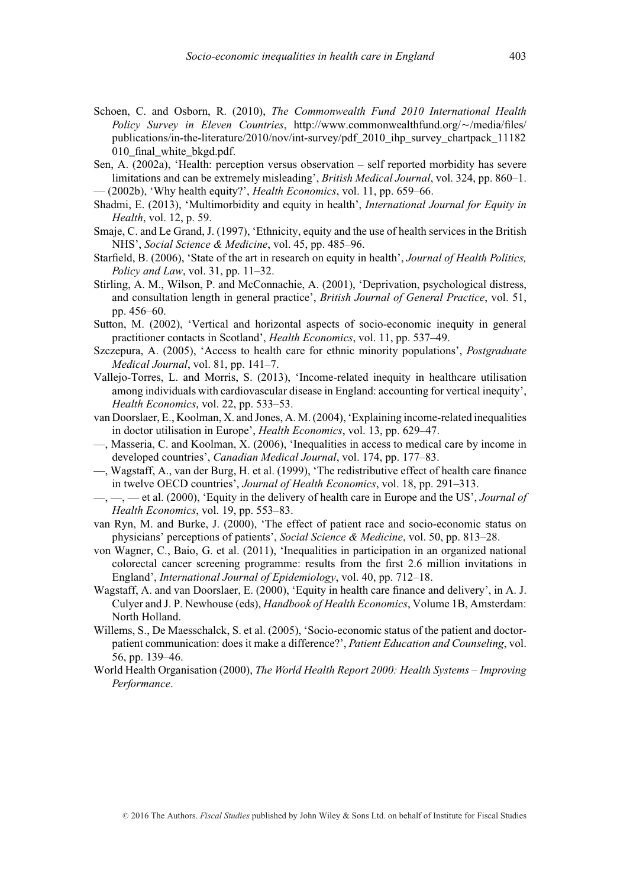Schoen, C. and Osborn, R. (2010), *The Commonwealth Fund 2010 International Health Policy Survey in Eleven Countries*, http://www.commonwealthfund.org/~/media/files/publications/in-the-literature/2010/nov/int-survey/pdf_2010_ihp_survey_chartpack_11182010_final_white_bkgd.pdf.

Sen, A. (2002a), 'Health: perception versus observation – self reported morbidity has severe limitations and can be extremely misleading', *British Medical Journal*, vol. 324, pp. 860–1.

— (2002b), 'Why health equity?', *Health Economics*, vol. 11, pp. 659–66.

Shadmi, E. (2013), 'Multimorbidity and equity in health', *International Journal for Equity in Health*, vol. 12, p. 59.

Smaje, C. and Le Grand, J. (1997), 'Ethnicity, equity and the use of health services in the British NHS', *Social Science & Medicine*, vol. 45, pp. 485–96.

Starfield, B. (2006), 'State of the art in research on equity in health', *Journal of Health Politics, Policy and Law*, vol. 31, pp. 11–32.

Stirling, A. M., Wilson, P. and McConnachie, A. (2001), 'Deprivation, psychological distress, and consultation length in general practice', *British Journal of General Practice*, vol. 51, pp. 456–60.

Sutton, M. (2002), 'Vertical and horizontal aspects of socio-economic inequity in general practitioner contacts in Scotland', *Health Economics*, vol. 11, pp. 537–49.

Szczepura, A. (2005), 'Access to health care for ethnic minority populations', *Postgraduate Medical Journal*, vol. 81, pp. 141–7.

Vallejo-Torres, L. and Morris, S. (2013), 'Income-related inequity in healthcare utilisation among individuals with cardiovascular disease in England: accounting for vertical inequity', *Health Economics*, vol. 22, pp. 533–53.

van Doorslaer, E., Koolman, X. and Jones, A. M. (2004), 'Explaining income-related inequalities in doctor utilisation in Europe', *Health Economics*, vol. 13, pp. 629–47.

—, Masseria, C. and Koolman, X. (2006), 'Inequalities in access to medical care by income in developed countries', *Canadian Medical Journal*, vol. 174, pp. 177–83.

—, Wagstaff, A., van der Burg, H. et al. (1999), 'The redistributive effect of health care finance in twelve OECD countries', *Journal of Health Economics*, vol. 18, pp. 291–313.

—, —, — et al. (2000), 'Equity in the delivery of health care in Europe and the US', *Journal of Health Economics*, vol. 19, pp. 553–83.

van Ryn, M. and Burke, J. (2000), 'The effect of patient race and socio-economic status on physicians' perceptions of patients', *Social Science & Medicine*, vol. 50, pp. 813–28.

von Wagner, C., Baio, G. et al. (2011), 'Inequalities in participation in an organized national colorectal cancer screening programme: results from the first 2.6 million invitations in England', *International Journal of Epidemiology*, vol. 40, pp. 712–18.

Wagstaff, A. and van Doorslaer, E. (2000), 'Equity in health care finance and delivery', in A. J. Culyer and J. P. Newhouse (eds), *Handbook of Health Economics*, Volume 1B, Amsterdam: North Holland.

Willems, S., De Maesschalck, S. et al. (2005), 'Socio-economic status of the patient and doctor-patient communication: does it make a difference?', *Patient Education and Counseling*, vol. 56, pp. 139–46.

World Health Organisation (2000), *The World Health Report 2000: Health Systems – Improving Performance*.